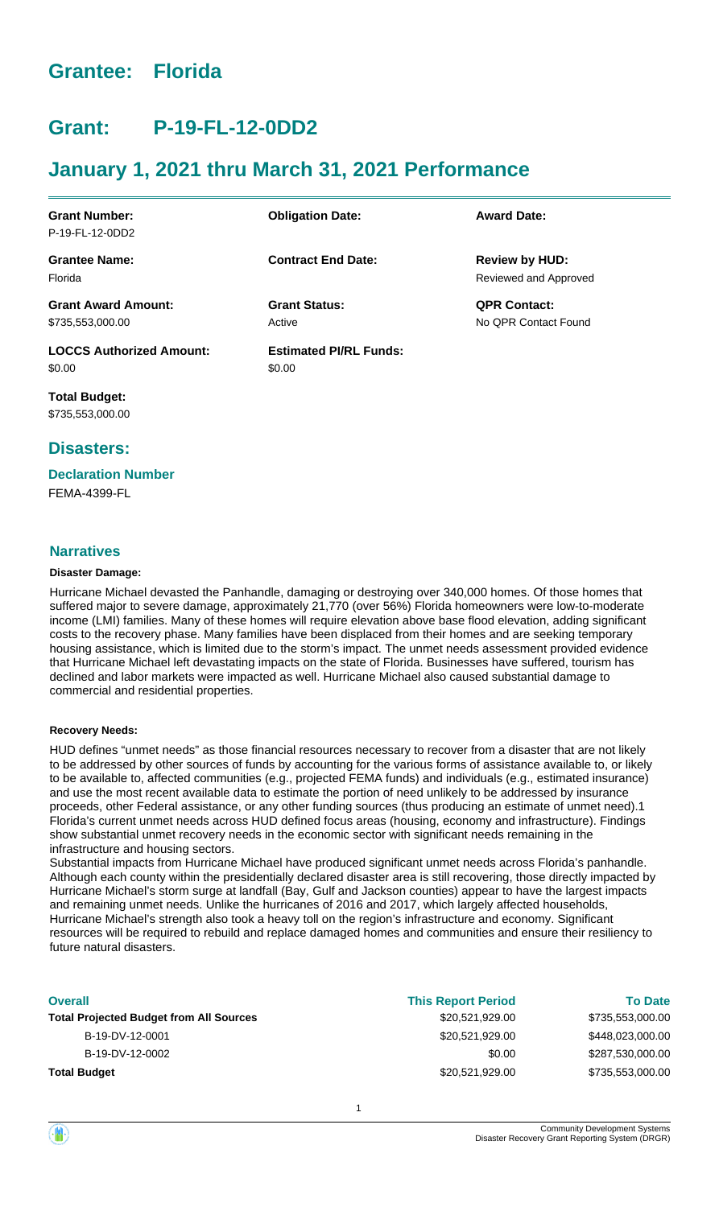# Grantee: Florida

# Grant: P-19-FL-12-0DD2

## January 1, 2021 thru March 31, 2021 Performance

| Grant Number: | Obligation Date: | Award Date: |
|---|---|---|
| P-19-FL-12-0DD2 | | |
| **Grantee Name:** | **Contract End Date:** | **Review by HUD:** |
| Florida | | Reviewed and Approved |
| **Grant Award Amount:** | **Grant Status:** | **QPR Contact:** |
| $735,553,000.00 | Active | No QPR Contact Found |
| **LOCCS Authorized Amount:** | **Estimated PI/RL Funds:** | |
| $0.00 | $0.00 | |
| **Total Budget:** | | |
| $735,553,000.00 | | |

## Disasters:

### Declaration Number

FEMA-4399-FL

### Narratives

#### Disaster Damage:

Hurricane Michael devasted the Panhandle, damaging or destroying over 340,000 homes. Of those homes that suffered major to severe damage, approximately 21,770 (over 56%) Florida homeowners were low-to-moderate income (LMI) families. Many of these homes will require elevation above base flood elevation, adding significant costs to the recovery phase. Many families have been displaced from their homes and are seeking temporary housing assistance, which is limited due to the storm's impact. The unmet needs assessment provided evidence that Hurricane Michael left devastating impacts on the state of Florida. Businesses have suffered, tourism has declined and labor markets were impacted as well. Hurricane Michael also caused substantial damage to commercial and residential properties.

#### Recovery Needs:

HUD defines "unmet needs" as those financial resources necessary to recover from a disaster that are not likely to be addressed by other sources of funds by accounting for the various forms of assistance available to, or likely to be available to, affected communities (e.g., projected FEMA funds) and individuals (e.g., estimated insurance) and use the most recent available data to estimate the portion of need unlikely to be addressed by insurance proceeds, other Federal assistance, or any other funding sources (thus producing an estimate of unmet need).1 Florida's current unmet needs across HUD defined focus areas (housing, economy and infrastructure). Findings show substantial unmet recovery needs in the economic sector with significant needs remaining in the infrastructure and housing sectors.

Substantial impacts from Hurricane Michael have produced significant unmet needs across Florida's panhandle. Although each county within the presidentially declared disaster area is still recovering, those directly impacted by Hurricane Michael's storm surge at landfall (Bay, Gulf and Jackson counties) appear to have the largest impacts and remaining unmet needs. Unlike the hurricanes of 2016 and 2017, which largely affected households, Hurricane Michael's strength also took a heavy toll on the region's infrastructure and economy. Significant resources will be required to rebuild and replace damaged homes and communities and ensure their resiliency to future natural disasters.

| Overall | This Report Period | To Date |
|---|---|---|
| **Total Projected Budget from All Sources** | $20,521,929.00 | $735,553,000.00 |
| B-19-DV-12-0001 | $20,521,929.00 | $448,023,000.00 |
| B-19-DV-12-0002 | $0.00 | $287,530,000.00 |
| **Total Budget** | $20,521,929.00 | $735,553,000.00 |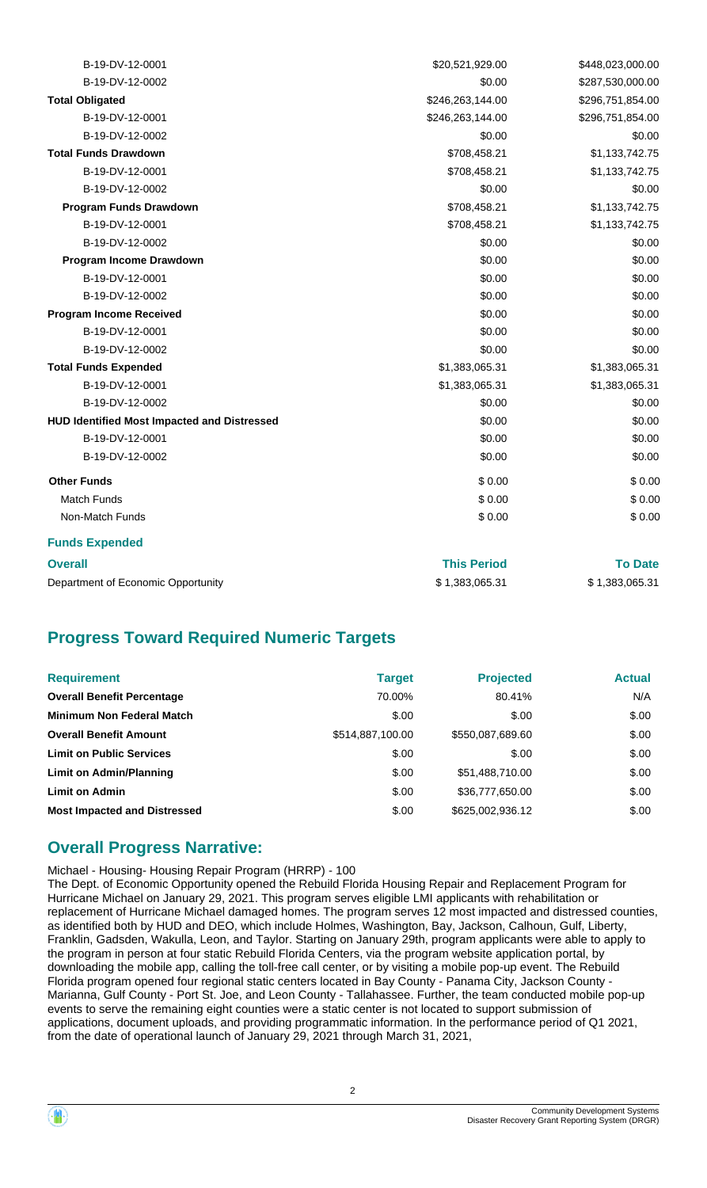| | | |
|---|---|---|
| B-19-DV-12-0001 | $20,521,929.00 | $448,023,000.00 |
| B-19-DV-12-0002 | $0.00 | $287,530,000.00 |
| **Total Obligated** | $246,263,144.00 | $296,751,854.00 |
| B-19-DV-12-0001 | $246,263,144.00 | $296,751,854.00 |
| B-19-DV-12-0002 | $0.00 | $0.00 |
| **Total Funds Drawdown** | $708,458.21 | $1,133,742.75 |
| B-19-DV-12-0001 | $708,458.21 | $1,133,742.75 |
| B-19-DV-12-0002 | $0.00 | $0.00 |
| **Program Funds Drawdown** | $708,458.21 | $1,133,742.75 |
| B-19-DV-12-0001 | $708,458.21 | $1,133,742.75 |
| B-19-DV-12-0002 | $0.00 | $0.00 |
| **Program Income Drawdown** | $0.00 | $0.00 |
| B-19-DV-12-0001 | $0.00 | $0.00 |
| B-19-DV-12-0002 | $0.00 | $0.00 |
| **Program Income Received** | $0.00 | $0.00 |
| B-19-DV-12-0001 | $0.00 | $0.00 |
| B-19-DV-12-0002 | $0.00 | $0.00 |
| **Total Funds Expended** | $1,383,065.31 | $1,383,065.31 |
| B-19-DV-12-0001 | $1,383,065.31 | $1,383,065.31 |
| B-19-DV-12-0002 | $0.00 | $0.00 |
| **HUD Identified Most Impacted and Distressed** | $0.00 | $0.00 |
| B-19-DV-12-0001 | $0.00 | $0.00 |
| B-19-DV-12-0002 | $0.00 | $0.00 |
| **Other Funds** | $ 0.00 | $ 0.00 |
| Match Funds | $ 0.00 | $ 0.00 |
| Non-Match Funds | $ 0.00 | $ 0.00 |

**Funds Expended**

| Overall | This Period | To Date |
|---|---|---|
| Department of Economic Opportunity | $ 1,383,065.31 | $ 1,383,065.31 |

## Progress Toward Required Numeric Targets

| Requirement | Target | Projected | Actual |
|---|---|---|---|
| **Overall Benefit Percentage** | 70.00% | 80.41% | N/A |
| **Minimum Non Federal Match** | $.00 | $.00 | $.00 |
| **Overall Benefit Amount** | $514,887,100.00 | $550,087,689.60 | $.00 |
| **Limit on Public Services** | $.00 | $.00 | $.00 |
| **Limit on Admin/Planning** | $.00 | $51,488,710.00 | $.00 |
| **Limit on Admin** | $.00 | $36,777,650.00 | $.00 |
| **Most Impacted and Distressed** | $.00 | $625,002,936.12 | $.00 |

## Overall Progress Narrative:

Michael - Housing- Housing Repair Program (HRRP) - 100

The Dept. of Economic Opportunity opened the Rebuild Florida Housing Repair and Replacement Program for Hurricane Michael on January 29, 2021. This program serves eligible LMI applicants with rehabilitation or replacement of Hurricane Michael damaged homes. The program serves 12 most impacted and distressed counties, as identified both by HUD and DEO, which include Holmes, Washington, Bay, Jackson, Calhoun, Gulf, Liberty, Franklin, Gadsden, Wakulla, Leon, and Taylor. Starting on January 29th, program applicants were able to apply to the program in person at four static Rebuild Florida Centers, via the program website application portal, by downloading the mobile app, calling the toll-free call center, or by visiting a mobile pop-up event. The Rebuild Florida program opened four regional static centers located in Bay County - Panama City, Jackson County - Marianna, Gulf County - Port St. Joe, and Leon County - Tallahassee. Further, the team conducted mobile pop-up events to serve the remaining eight counties were a static center is not located to support submission of applications, document uploads, and providing programmatic information. In the performance period of Q1 2021, from the date of operational launch of January 29, 2021 through March 31, 2021,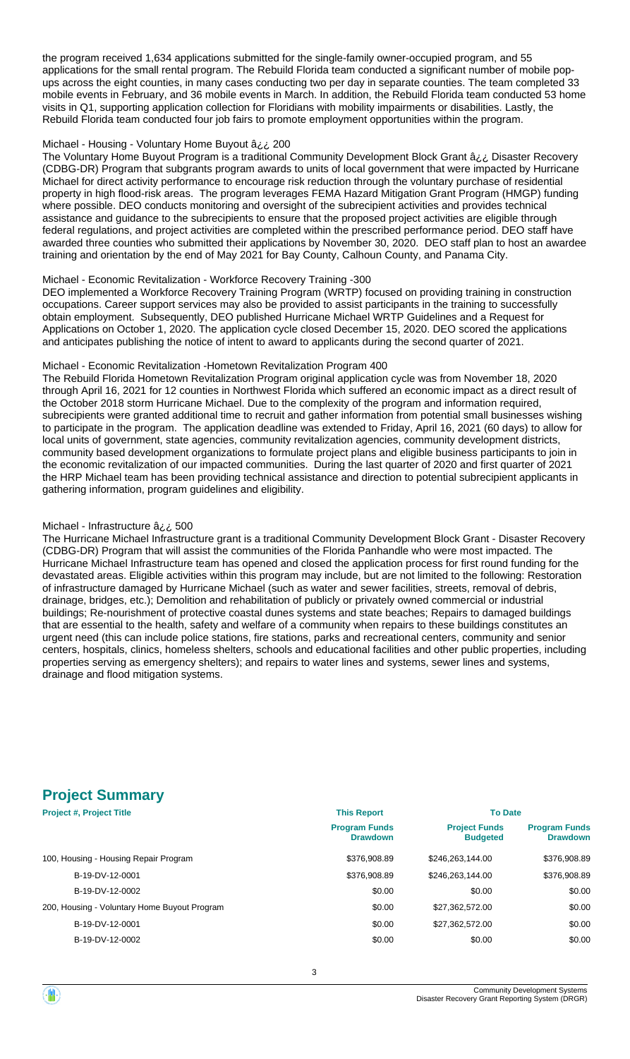the program received 1,634 applications submitted for the single-family owner-occupied program, and 55 applications for the small rental program. The Rebuild Florida team conducted a significant number of mobile pop-ups across the eight counties, in many cases conducting two per day in separate counties. The team completed 33 mobile events in February, and 36 mobile events in March. In addition, the Rebuild Florida team conducted 53 home visits in Q1, supporting application collection for Floridians with mobility impairments or disabilities. Lastly, the Rebuild Florida team conducted four job fairs to promote employment opportunities within the program.

Michael - Housing - Voluntary Home Buyout â¿¿ 200

The Voluntary Home Buyout Program is a traditional Community Development Block Grant â¿¿ Disaster Recovery (CDBG-DR) Program that subgrants program awards to units of local government that were impacted by Hurricane Michael for direct activity performance to encourage risk reduction through the voluntary purchase of residential property in high flood-risk areas. The program leverages FEMA Hazard Mitigation Grant Program (HMGP) funding where possible. DEO conducts monitoring and oversight of the subrecipient activities and provides technical assistance and guidance to the subrecipients to ensure that the proposed project activities are eligible through federal regulations, and project activities are completed within the prescribed performance period. DEO staff have awarded three counties who submitted their applications by November 30, 2020. DEO staff plan to host an awardee training and orientation by the end of May 2021 for Bay County, Calhoun County, and Panama City.

Michael - Economic Revitalization - Workforce Recovery Training -300

DEO implemented a Workforce Recovery Training Program (WRTP) focused on providing training in construction occupations. Career support services may also be provided to assist participants in the training to successfully obtain employment. Subsequently, DEO published Hurricane Michael WRTP Guidelines and a Request for Applications on October 1, 2020. The application cycle closed December 15, 2020. DEO scored the applications and anticipates publishing the notice of intent to award to applicants during the second quarter of 2021.

Michael - Economic Revitalization -Hometown Revitalization Program 400

The Rebuild Florida Hometown Revitalization Program original application cycle was from November 18, 2020 through April 16, 2021 for 12 counties in Northwest Florida which suffered an economic impact as a direct result of the October 2018 storm Hurricane Michael. Due to the complexity of the program and information required, subrecipients were granted additional time to recruit and gather information from potential small businesses wishing to participate in the program. The application deadline was extended to Friday, April 16, 2021 (60 days) to allow for local units of government, state agencies, community revitalization agencies, community development districts, community based development organizations to formulate project plans and eligible business participants to join in the economic revitalization of our impacted communities. During the last quarter of 2020 and first quarter of 2021 the HRP Michael team has been providing technical assistance and direction to potential subrecipient applicants in gathering information, program guidelines and eligibility.

Michael - Infrastructure â¿¿ 500

The Hurricane Michael Infrastructure grant is a traditional Community Development Block Grant - Disaster Recovery (CDBG-DR) Program that will assist the communities of the Florida Panhandle who were most impacted. The Hurricane Michael Infrastructure team has opened and closed the application process for first round funding for the devastated areas. Eligible activities within this program may include, but are not limited to the following: Restoration of infrastructure damaged by Hurricane Michael (such as water and sewer facilities, streets, removal of debris, drainage, bridges, etc.); Demolition and rehabilitation of publicly or privately owned commercial or industrial buildings; Re-nourishment of protective coastal dunes systems and state beaches; Repairs to damaged buildings that are essential to the health, safety and welfare of a community when repairs to these buildings constitutes an urgent need (this can include police stations, fire stations, parks and recreational centers, community and senior centers, hospitals, clinics, homeless shelters, schools and educational facilities and other public properties, including properties serving as emergency shelters); and repairs to water lines and systems, sewer lines and systems, drainage and flood mitigation systems.

## Project Summary

| Project #, Project Title | This Report | To Date | |
|---|---|---|---|
| | **Program Funds Drawdown** | **Project Funds Budgeted** | **Program Funds Drawdown** |
| 100, Housing - Housing Repair Program | $376,908.89 | $246,263,144.00 | $376,908.89 |
| B-19-DV-12-0001 | $376,908.89 | $246,263,144.00 | $376,908.89 |
| B-19-DV-12-0002 | $0.00 | $0.00 | $0.00 |
| 200, Housing - Voluntary Home Buyout Program | $0.00 | $27,362,572.00 | $0.00 |
| B-19-DV-12-0001 | $0.00 | $27,362,572.00 | $0.00 |
| B-19-DV-12-0002 | $0.00 | $0.00 | $0.00 |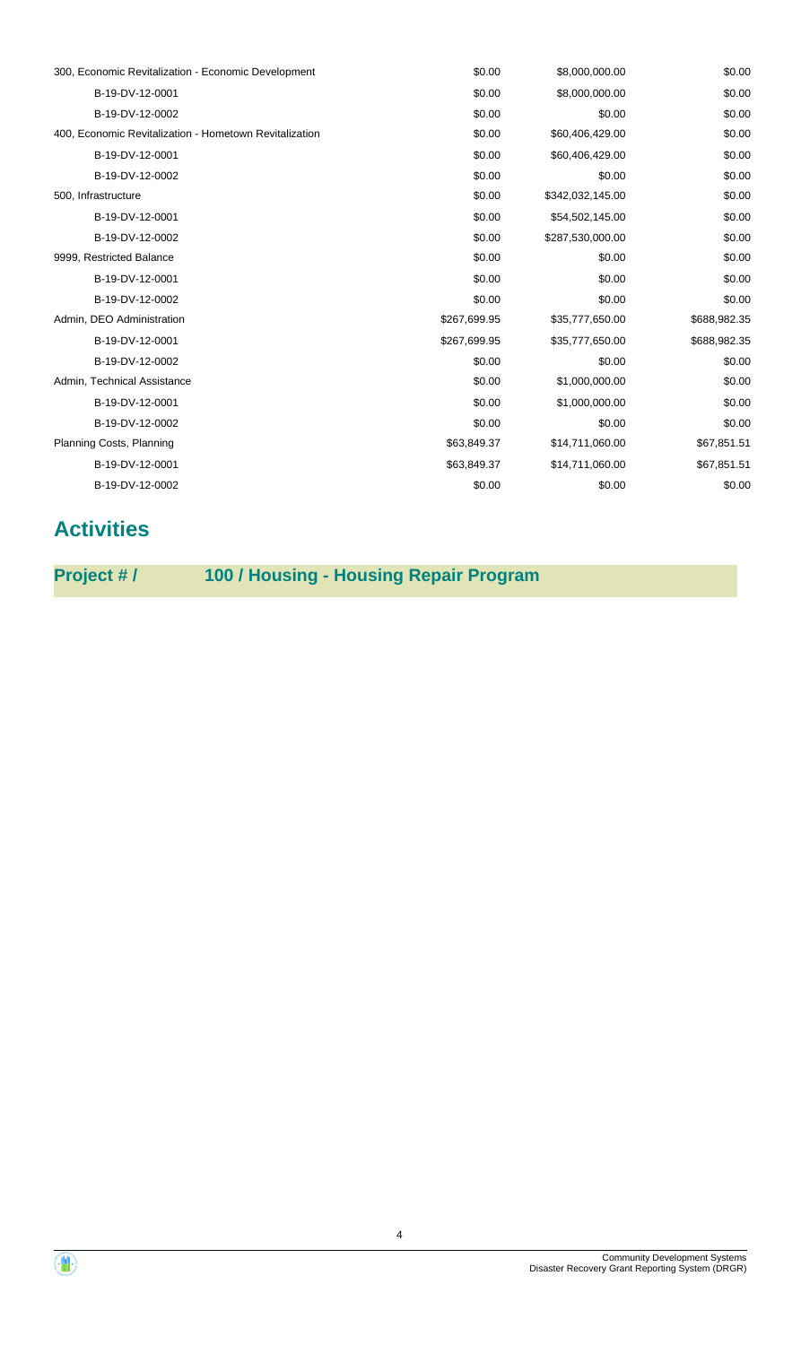| | | | |
|---|---|---|---|
| 300, Economic Revitalization - Economic Development | $0.00 | $8,000,000.00 | $0.00 |
| B-19-DV-12-0001 | $0.00 | $8,000,000.00 | $0.00 |
| B-19-DV-12-0002 | $0.00 | $0.00 | $0.00 |
| 400, Economic Revitalization - Hometown Revitalization | $0.00 | $60,406,429.00 | $0.00 |
| B-19-DV-12-0001 | $0.00 | $60,406,429.00 | $0.00 |
| B-19-DV-12-0002 | $0.00 | $0.00 | $0.00 |
| 500, Infrastructure | $0.00 | $342,032,145.00 | $0.00 |
| B-19-DV-12-0001 | $0.00 | $54,502,145.00 | $0.00 |
| B-19-DV-12-0002 | $0.00 | $287,530,000.00 | $0.00 |
| 9999, Restricted Balance | $0.00 | $0.00 | $0.00 |
| B-19-DV-12-0001 | $0.00 | $0.00 | $0.00 |
| B-19-DV-12-0002 | $0.00 | $0.00 | $0.00 |
| Admin, DEO Administration | $267,699.95 | $35,777,650.00 | $688,982.35 |
| B-19-DV-12-0001 | $267,699.95 | $35,777,650.00 | $688,982.35 |
| B-19-DV-12-0002 | $0.00 | $0.00 | $0.00 |
| Admin, Technical Assistance | $0.00 | $1,000,000.00 | $0.00 |
| B-19-DV-12-0001 | $0.00 | $1,000,000.00 | $0.00 |
| B-19-DV-12-0002 | $0.00 | $0.00 | $0.00 |
| Planning Costs, Planning | $63,849.37 | $14,711,060.00 | $67,851.51 |
| B-19-DV-12-0001 | $63,849.37 | $14,711,060.00 | $67,851.51 |
| B-19-DV-12-0002 | $0.00 | $0.00 | $0.00 |

# Activities

## Project # / 100 / Housing - Housing Repair Program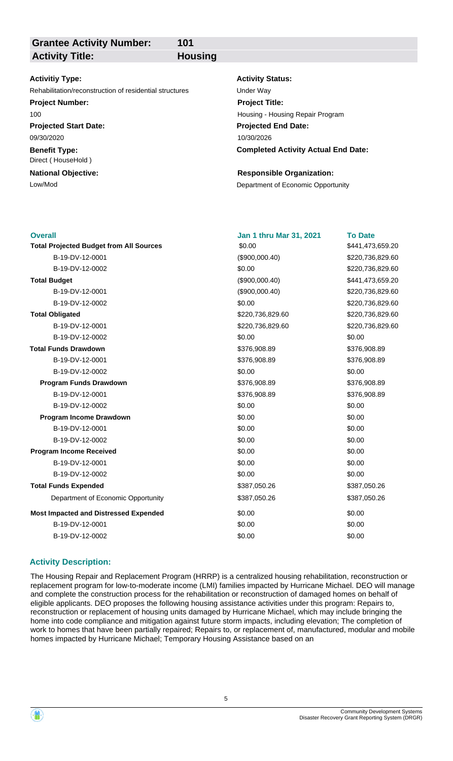**Grantee Activity Number:** 101
**Activity Title:** Housing

**Activitiy Type:**
Rehabilitation/reconstruction of residential structures

**Activity Status:**
Under Way

**Project Number:**
100

**Project Title:**
Housing - Housing Repair Program

**Projected Start Date:**
09/30/2020

**Projected End Date:**
10/30/2026

**Benefit Type:**
Direct ( HouseHold )

**Completed Activity Actual End Date:**

**National Objective:**
Low/Mod

**Responsible Organization:**
Department of Economic Opportunity

| Overall | Jan 1 thru Mar 31, 2021 | To Date |
|---|---|---|
| **Total Projected Budget from All Sources** | $0.00 | $441,473,659.20 |
| B-19-DV-12-0001 | ($900,000.40) | $220,736,829.60 |
| B-19-DV-12-0002 | $0.00 | $220,736,829.60 |
| **Total Budget** | ($900,000.40) | $441,473,659.20 |
| B-19-DV-12-0001 | ($900,000.40) | $220,736,829.60 |
| B-19-DV-12-0002 | $0.00 | $220,736,829.60 |
| **Total Obligated** | $220,736,829.60 | $220,736,829.60 |
| B-19-DV-12-0001 | $220,736,829.60 | $220,736,829.60 |
| B-19-DV-12-0002 | $0.00 | $0.00 |
| **Total Funds Drawdown** | $376,908.89 | $376,908.89 |
| B-19-DV-12-0001 | $376,908.89 | $376,908.89 |
| B-19-DV-12-0002 | $0.00 | $0.00 |
| **Program Funds Drawdown** | $376,908.89 | $376,908.89 |
| B-19-DV-12-0001 | $376,908.89 | $376,908.89 |
| B-19-DV-12-0002 | $0.00 | $0.00 |
| **Program Income Drawdown** | $0.00 | $0.00 |
| B-19-DV-12-0001 | $0.00 | $0.00 |
| B-19-DV-12-0002 | $0.00 | $0.00 |
| **Program Income Received** | $0.00 | $0.00 |
| B-19-DV-12-0001 | $0.00 | $0.00 |
| B-19-DV-12-0002 | $0.00 | $0.00 |
| **Total Funds Expended** | $387,050.26 | $387,050.26 |
| Department of Economic Opportunity | $387,050.26 | $387,050.26 |
| **Most Impacted and Distressed Expended** | $0.00 | $0.00 |
| B-19-DV-12-0001 | $0.00 | $0.00 |
| B-19-DV-12-0002 | $0.00 | $0.00 |

### Activity Description:

The Housing Repair and Replacement Program (HRRP) is a centralized housing rehabilitation, reconstruction or replacement program for low-to-moderate income (LMI) families impacted by Hurricane Michael. DEO will manage and complete the construction process for the rehabilitation or reconstruction of damaged homes on behalf of eligible applicants. DEO proposes the following housing assistance activities under this program: Repairs to, reconstruction or replacement of housing units damaged by Hurricane Michael, which may include bringing the home into code compliance and mitigation against future storm impacts, including elevation; The completion of work to homes that have been partially repaired; Repairs to, or replacement of, manufactured, modular and mobile homes impacted by Hurricane Michael; Temporary Housing Assistance based on an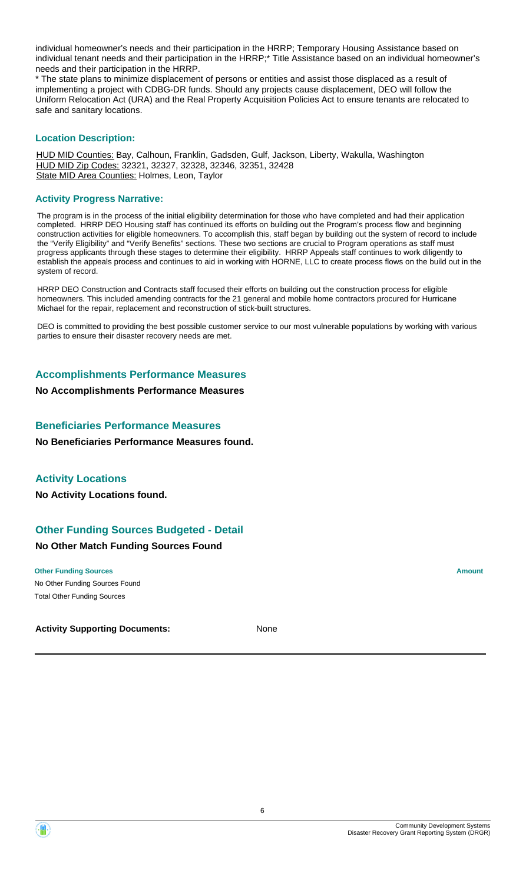individual homeowner's needs and their participation in the HRRP; Temporary Housing Assistance based on individual tenant needs and their participation in the HRRP;* Title Assistance based on an individual homeowner's needs and their participation in the HRRP.

* The state plans to minimize displacement of persons or entities and assist those displaced as a result of implementing a project with CDBG-DR funds. Should any projects cause displacement, DEO will follow the Uniform Relocation Act (URA) and the Real Property Acquisition Policies Act to ensure tenants are relocated to safe and sanitary locations.

### Location Description:

HUD MID Counties: Bay, Calhoun, Franklin, Gadsden, Gulf, Jackson, Liberty, Wakulla, Washington
HUD MID Zip Codes: 32321, 32327, 32328, 32346, 32351, 32428
State MID Area Counties: Holmes, Leon, Taylor

### Activity Progress Narrative:

The program is in the process of the initial eligibility determination for those who have completed and had their application completed. HRRP DEO Housing staff has continued its efforts on building out the Program's process flow and beginning construction activities for eligible homeowners. To accomplish this, staff began by building out the system of record to include the "Verify Eligibility" and "Verify Benefits" sections. These two sections are crucial to Program operations as staff must progress applicants through these stages to determine their eligibility. HRRP Appeals staff continues to work diligently to establish the appeals process and continues to aid in working with HORNE, LLC to create process flows on the build out in the system of record.

HRRP DEO Construction and Contracts staff focused their efforts on building out the construction process for eligible homeowners. This included amending contracts for the 21 general and mobile home contractors procured for Hurricane Michael for the repair, replacement and reconstruction of stick-built structures.

DEO is committed to providing the best possible customer service to our most vulnerable populations by working with various parties to ensure their disaster recovery needs are met.

## Accomplishments Performance Measures

**No Accomplishments Performance Measures**

## Beneficiaries Performance Measures

**No Beneficiaries Performance Measures found.**

## Activity Locations

**No Activity Locations found.**

## Other Funding Sources Budgeted - Detail

**No Other Match Funding Sources Found**

| Other Funding Sources | Amount |
| --- | --- |
| No Other Funding Sources Found | |
| Total Other Funding Sources | |

**Activity Supporting Documents:** None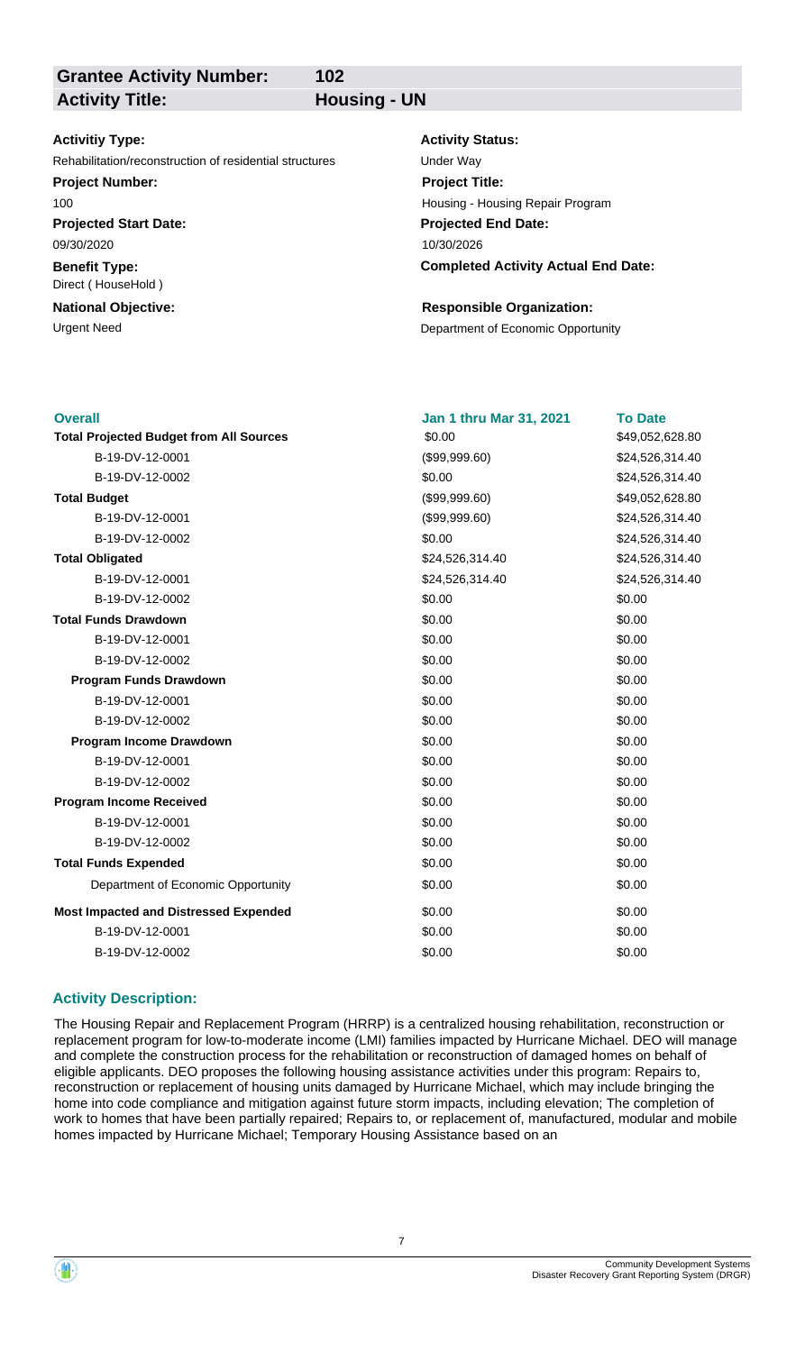| **Grantee Activity Number:** | **102** |
|---|---|
| **Activity Title:** | **Housing - UN** |

**Activitiy Type:**
Rehabilitation/reconstruction of residential structures

**Activity Status:**
Under Way

**Project Number:**
100

**Project Title:**
Housing - Housing Repair Program

**Projected Start Date:**
09/30/2020

**Projected End Date:**
10/30/2026

**Benefit Type:**
Direct ( HouseHold )

**Completed Activity Actual End Date:**

**National Objective:**
Urgent Need

**Responsible Organization:**
Department of Economic Opportunity

| **Overall** | **Jan 1 thru Mar 31, 2021** | **To Date** |
|---|---|---|
| **Total Projected Budget from All Sources** | $0.00 | $49,052,628.80 |
| B-19-DV-12-0001 | ($99,999.60) | $24,526,314.40 |
| B-19-DV-12-0002 | $0.00 | $24,526,314.40 |
| **Total Budget** | ($99,999.60) | $49,052,628.80 |
| B-19-DV-12-0001 | ($99,999.60) | $24,526,314.40 |
| B-19-DV-12-0002 | $0.00 | $24,526,314.40 |
| **Total Obligated** | $24,526,314.40 | $24,526,314.40 |
| B-19-DV-12-0001 | $24,526,314.40 | $24,526,314.40 |
| B-19-DV-12-0002 | $0.00 | $0.00 |
| **Total Funds Drawdown** | $0.00 | $0.00 |
| B-19-DV-12-0001 | $0.00 | $0.00 |
| B-19-DV-12-0002 | $0.00 | $0.00 |
| **Program Funds Drawdown** | $0.00 | $0.00 |
| B-19-DV-12-0001 | $0.00 | $0.00 |
| B-19-DV-12-0002 | $0.00 | $0.00 |
| **Program Income Drawdown** | $0.00 | $0.00 |
| B-19-DV-12-0001 | $0.00 | $0.00 |
| B-19-DV-12-0002 | $0.00 | $0.00 |
| **Program Income Received** | $0.00 | $0.00 |
| B-19-DV-12-0001 | $0.00 | $0.00 |
| B-19-DV-12-0002 | $0.00 | $0.00 |
| **Total Funds Expended** | $0.00 | $0.00 |
| Department of Economic Opportunity | $0.00 | $0.00 |
| **Most Impacted and Distressed Expended** | $0.00 | $0.00 |
| B-19-DV-12-0001 | $0.00 | $0.00 |
| B-19-DV-12-0002 | $0.00 | $0.00 |

### Activity Description:

The Housing Repair and Replacement Program (HRRP) is a centralized housing rehabilitation, reconstruction or replacement program for low-to-moderate income (LMI) families impacted by Hurricane Michael. DEO will manage and complete the construction process for the rehabilitation or reconstruction of damaged homes on behalf of eligible applicants. DEO proposes the following housing assistance activities under this program: Repairs to, reconstruction or replacement of housing units damaged by Hurricane Michael, which may include bringing the home into code compliance and mitigation against future storm impacts, including elevation; The completion of work to homes that have been partially repaired; Repairs to, or replacement of, manufactured, modular and mobile homes impacted by Hurricane Michael; Temporary Housing Assistance based on an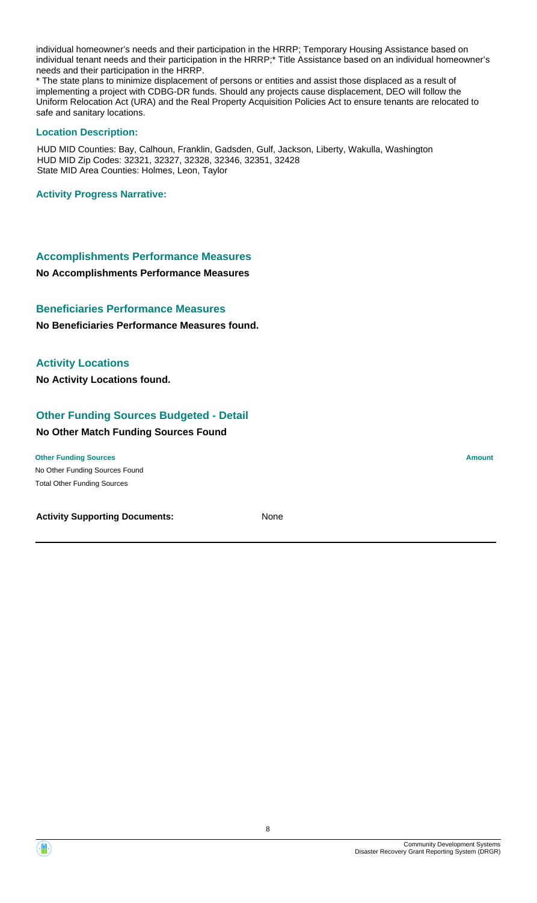individual homeowner's needs and their participation in the HRRP; Temporary Housing Assistance based on individual tenant needs and their participation in the HRRP;* Title Assistance based on an individual homeowner's needs and their participation in the HRRP.

* The state plans to minimize displacement of persons or entities and assist those displaced as a result of implementing a project with CDBG-DR funds. Should any projects cause displacement, DEO will follow the Uniform Relocation Act (URA) and the Real Property Acquisition Policies Act to ensure tenants are relocated to safe and sanitary locations.

### Location Description:

HUD MID Counties: Bay, Calhoun, Franklin, Gadsden, Gulf, Jackson, Liberty, Wakulla, Washington
HUD MID Zip Codes: 32321, 32327, 32328, 32346, 32351, 32428
State MID Area Counties: Holmes, Leon, Taylor

### Activity Progress Narrative:

## Accomplishments Performance Measures

**No Accomplishments Performance Measures**

## Beneficiaries Performance Measures

**No Beneficiaries Performance Measures found.**

## Activity Locations

**No Activity Locations found.**

## Other Funding Sources Budgeted - Detail

**No Other Match Funding Sources Found**

| Other Funding Sources | Amount |
|---|---|
| No Other Funding Sources Found | |
| Total Other Funding Sources | |

**Activity Supporting Documents:** None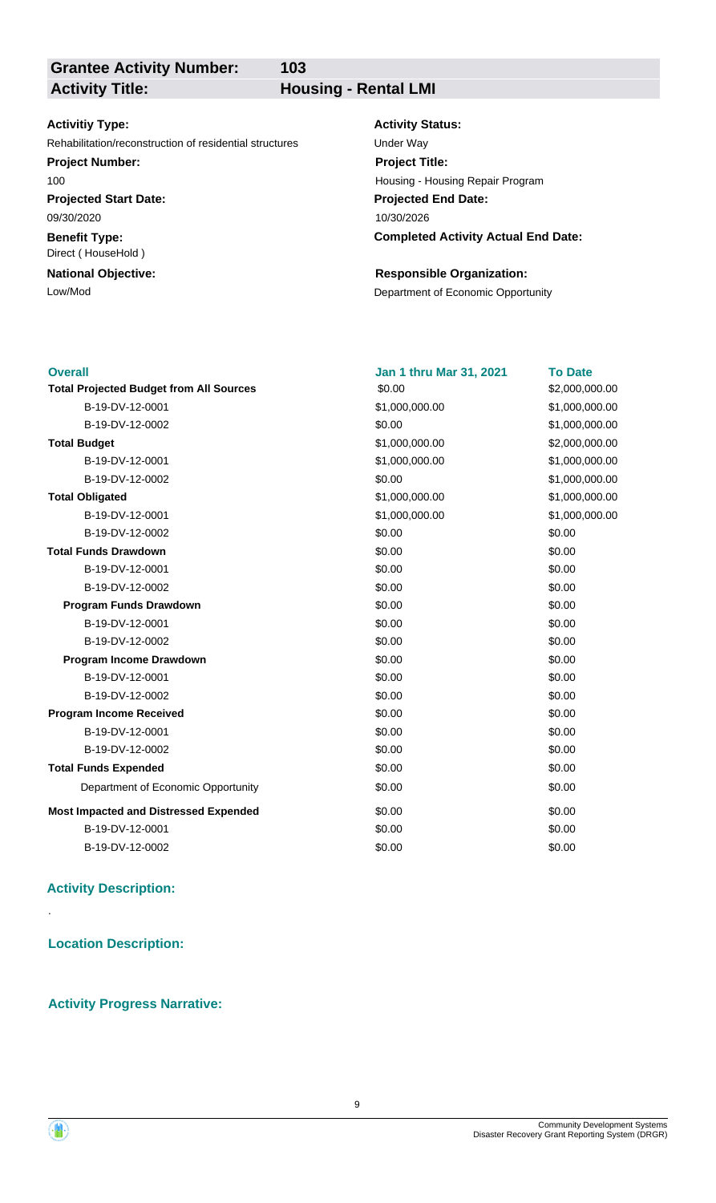| **Grantee Activity Number:** | **103** |
|---|---|
| **Activity Title:** | **Housing - Rental LMI** |

**Activitiy Type:**
Rehabilitation/reconstruction of residential structures

**Activity Status:**
Under Way

**Project Number:**
100

**Project Title:**
Housing - Housing Repair Program

**Projected Start Date:**
09/30/2020

**Projected End Date:**
10/30/2026

**Benefit Type:**
Direct ( HouseHold )

**Completed Activity Actual End Date:**

**National Objective:**
Low/Mod

**Responsible Organization:**
Department of Economic Opportunity

| **Overall** | **Jan 1 thru Mar 31, 2021** | **To Date** |
|---|---|---|
| **Total Projected Budget from All Sources** | $0.00 | $2,000,000.00 |
| B-19-DV-12-0001 | $1,000,000.00 | $1,000,000.00 |
| B-19-DV-12-0002 | $0.00 | $1,000,000.00 |
| **Total Budget** | $1,000,000.00 | $2,000,000.00 |
| B-19-DV-12-0001 | $1,000,000.00 | $1,000,000.00 |
| B-19-DV-12-0002 | $0.00 | $1,000,000.00 |
| **Total Obligated** | $1,000,000.00 | $1,000,000.00 |
| B-19-DV-12-0001 | $1,000,000.00 | $1,000,000.00 |
| B-19-DV-12-0002 | $0.00 | $0.00 |
| **Total Funds Drawdown** | $0.00 | $0.00 |
| B-19-DV-12-0001 | $0.00 | $0.00 |
| B-19-DV-12-0002 | $0.00 | $0.00 |
| **Program Funds Drawdown** | $0.00 | $0.00 |
| B-19-DV-12-0001 | $0.00 | $0.00 |
| B-19-DV-12-0002 | $0.00 | $0.00 |
| **Program Income Drawdown** | $0.00 | $0.00 |
| B-19-DV-12-0001 | $0.00 | $0.00 |
| B-19-DV-12-0002 | $0.00 | $0.00 |
| **Program Income Received** | $0.00 | $0.00 |
| B-19-DV-12-0001 | $0.00 | $0.00 |
| B-19-DV-12-0002 | $0.00 | $0.00 |
| **Total Funds Expended** | $0.00 | $0.00 |
| Department of Economic Opportunity | $0.00 | $0.00 |
| **Most Impacted and Distressed Expended** | $0.00 | $0.00 |
| B-19-DV-12-0001 | $0.00 | $0.00 |
| B-19-DV-12-0002 | $0.00 | $0.00 |

### Activity Description:

.

### Location Description:

### Activity Progress Narrative: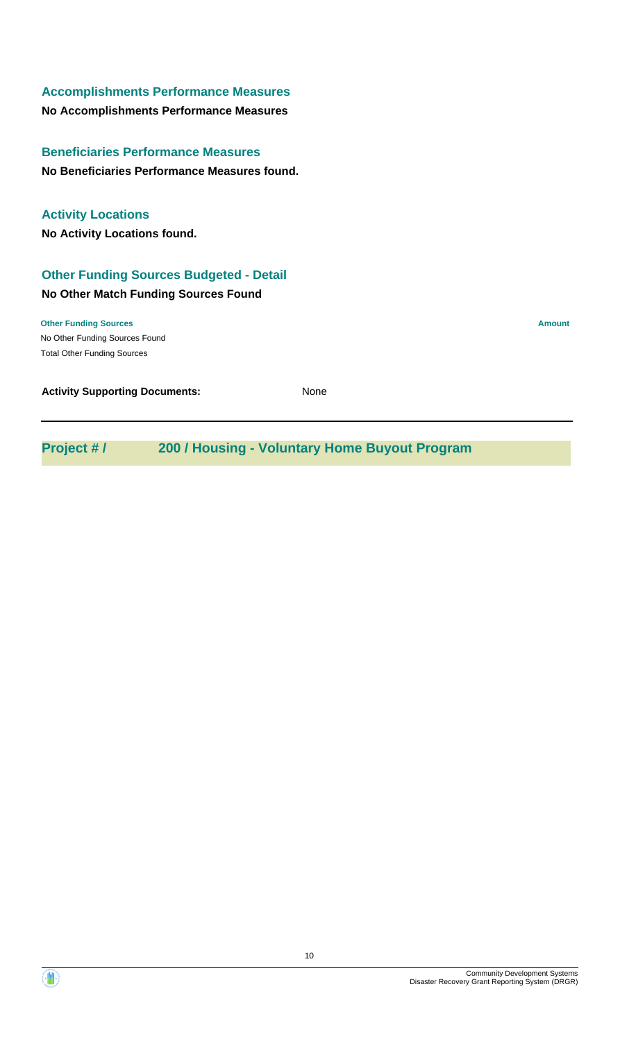### Accomplishments Performance Measures

**No Accomplishments Performance Measures**

### Beneficiaries Performance Measures

**No Beneficiaries Performance Measures found.**

### Activity Locations

**No Activity Locations found.**

### Other Funding Sources Budgeted - Detail

**No Other Match Funding Sources Found**

| Other Funding Sources | Amount |
| --- | --- |
| No Other Funding Sources Found | |
| Total Other Funding Sources | |

**Activity Supporting Documents:** None

---

## Project # / 200 / Housing - Voluntary Home Buyout Program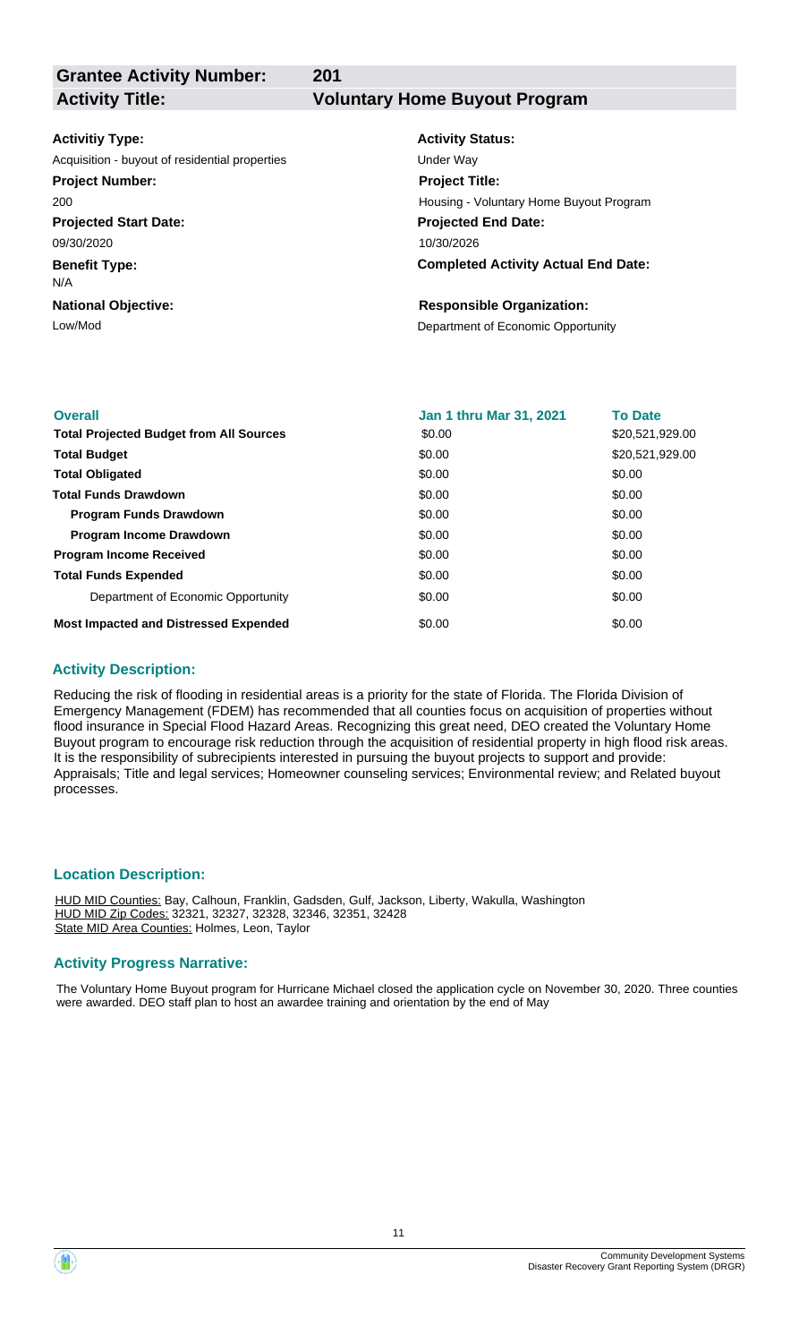| | |
|---|---|
| **Grantee Activity Number:** | **201** |
| **Activity Title:** | **Voluntary Home Buyout Program** |

| | |
|---|---|
| **Activitiy Type:** | **Activity Status:** |
| Acquisition - buyout of residential properties | Under Way |
| **Project Number:** | **Project Title:** |
| 200 | Housing - Voluntary Home Buyout Program |
| **Projected Start Date:** | **Projected End Date:** |
| 09/30/2020 | 10/30/2026 |
| **Benefit Type:** | **Completed Activity Actual End Date:** |
| N/A | |
| **National Objective:** | **Responsible Organization:** |
| Low/Mod | Department of Economic Opportunity |

| **Overall** | **Jan 1 thru Mar 31, 2021** | **To Date** |
|---|---|---|
| **Total Projected Budget from All Sources** | \$0.00 | \$20,521,929.00 |
| **Total Budget** | \$0.00 | \$20,521,929.00 |
| **Total Obligated** | \$0.00 | \$0.00 |
| **Total Funds Drawdown** | \$0.00 | \$0.00 |
| **Program Funds Drawdown** | \$0.00 | \$0.00 |
| **Program Income Drawdown** | \$0.00 | \$0.00 |
| **Program Income Received** | \$0.00 | \$0.00 |
| **Total Funds Expended** | \$0.00 | \$0.00 |
| Department of Economic Opportunity | \$0.00 | \$0.00 |
| **Most Impacted and Distressed Expended** | \$0.00 | \$0.00 |

### Activity Description:

Reducing the risk of flooding in residential areas is a priority for the state of Florida. The Florida Division of Emergency Management (FDEM) has recommended that all counties focus on acquisition of properties without flood insurance in Special Flood Hazard Areas. Recognizing this great need, DEO created the Voluntary Home Buyout program to encourage risk reduction through the acquisition of residential property in high flood risk areas. It is the responsibility of subrecipients interested in pursuing the buyout projects to support and provide: Appraisals; Title and legal services; Homeowner counseling services; Environmental review; and Related buyout processes.

### Location Description:

HUD MID Counties: Bay, Calhoun, Franklin, Gadsden, Gulf, Jackson, Liberty, Wakulla, Washington
HUD MID Zip Codes: 32321, 32327, 32328, 32346, 32351, 32428
State MID Area Counties: Holmes, Leon, Taylor

### Activity Progress Narrative:

The Voluntary Home Buyout program for Hurricane Michael closed the application cycle on November 30, 2020. Three counties were awarded. DEO staff plan to host an awardee training and orientation by the end of May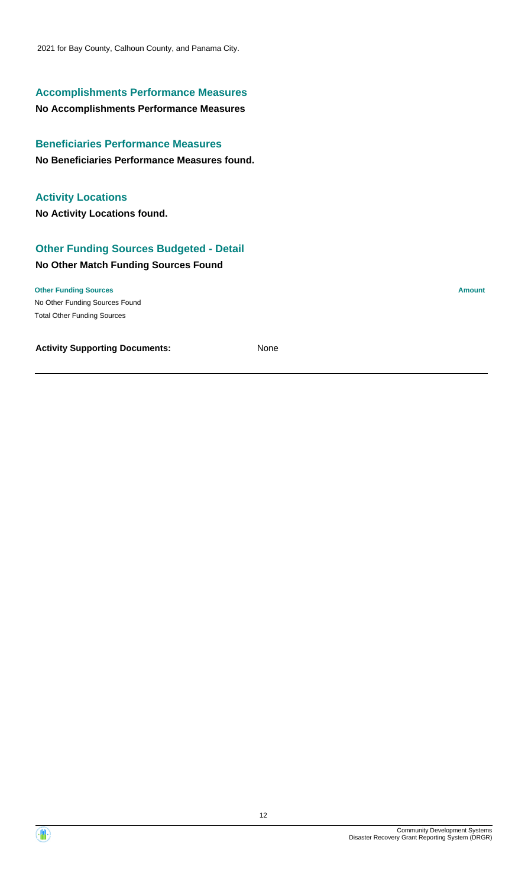2021 for Bay County, Calhoun County, and Panama City.

### Accomplishments Performance Measures

**No Accomplishments Performance Measures**

### Beneficiaries Performance Measures

**No Beneficiaries Performance Measures found.**

### Activity Locations

**No Activity Locations found.**

### Other Funding Sources Budgeted - Detail

**No Other Match Funding Sources Found**

| Other Funding Sources | Amount |
|---|---|
| No Other Funding Sources Found | |
| Total Other Funding Sources | |

**Activity Supporting Documents:** None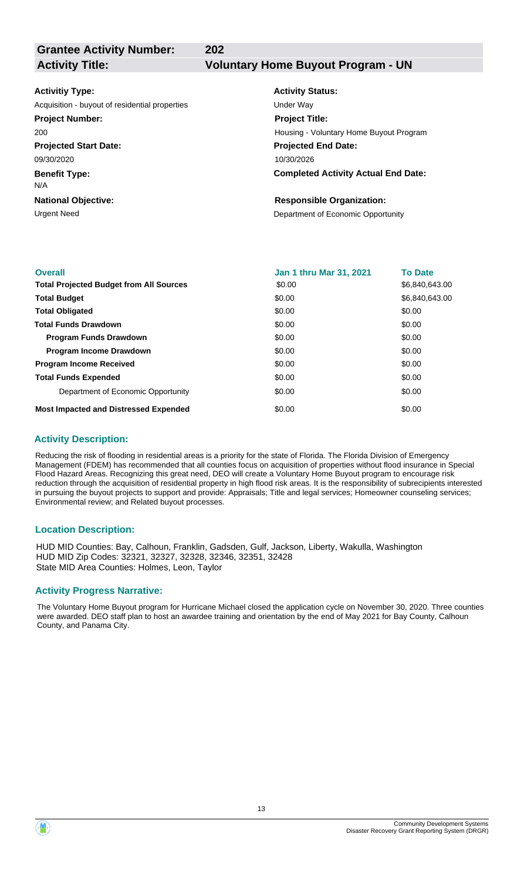**Grantee Activity Number:** 202

**Activity Title:** Voluntary Home Buyout Program - UN

| | |
|---|---|
| **Activitiy Type:** | **Activity Status:** |
| Acquisition - buyout of residential properties | Under Way |
| **Project Number:** | **Project Title:** |
| 200 | Housing - Voluntary Home Buyout Program |
| **Projected Start Date:** | **Projected End Date:** |
| 09/30/2020 | 10/30/2026 |
| **Benefit Type:** | **Completed Activity Actual End Date:** |
| N/A | |
| **National Objective:** | **Responsible Organization:** |
| Urgent Need | Department of Economic Opportunity |

| Overall | Jan 1 thru Mar 31, 2021 | To Date |
|---|---|---|
| **Total Projected Budget from All Sources** | $0.00 | $6,840,643.00 |
| **Total Budget** | $0.00 | $6,840,643.00 |
| **Total Obligated** | $0.00 | $0.00 |
| **Total Funds Drawdown** | $0.00 | $0.00 |
| **Program Funds Drawdown** | $0.00 | $0.00 |
| **Program Income Drawdown** | $0.00 | $0.00 |
| **Program Income Received** | $0.00 | $0.00 |
| **Total Funds Expended** | $0.00 | $0.00 |
| Department of Economic Opportunity | $0.00 | $0.00 |
| **Most Impacted and Distressed Expended** | $0.00 | $0.00 |

### Activity Description:

Reducing the risk of flooding in residential areas is a priority for the state of Florida. The Florida Division of Emergency Management (FDEM) has recommended that all counties focus on acquisition of properties without flood insurance in Special Flood Hazard Areas. Recognizing this great need, DEO will create a Voluntary Home Buyout program to encourage risk reduction through the acquisition of residential property in high flood risk areas. It is the responsibility of subrecipients interested in pursuing the buyout projects to support and provide: Appraisals; Title and legal services; Homeowner counseling services; Environmental review; and Related buyout processes.

### Location Description:

HUD MID Counties: Bay, Calhoun, Franklin, Gadsden, Gulf, Jackson, Liberty, Wakulla, Washington
HUD MID Zip Codes: 32321, 32327, 32328, 32346, 32351, 32428
State MID Area Counties: Holmes, Leon, Taylor

### Activity Progress Narrative:

The Voluntary Home Buyout program for Hurricane Michael closed the application cycle on November 30, 2020. Three counties were awarded. DEO staff plan to host an awardee training and orientation by the end of May 2021 for Bay County, Calhoun County, and Panama City.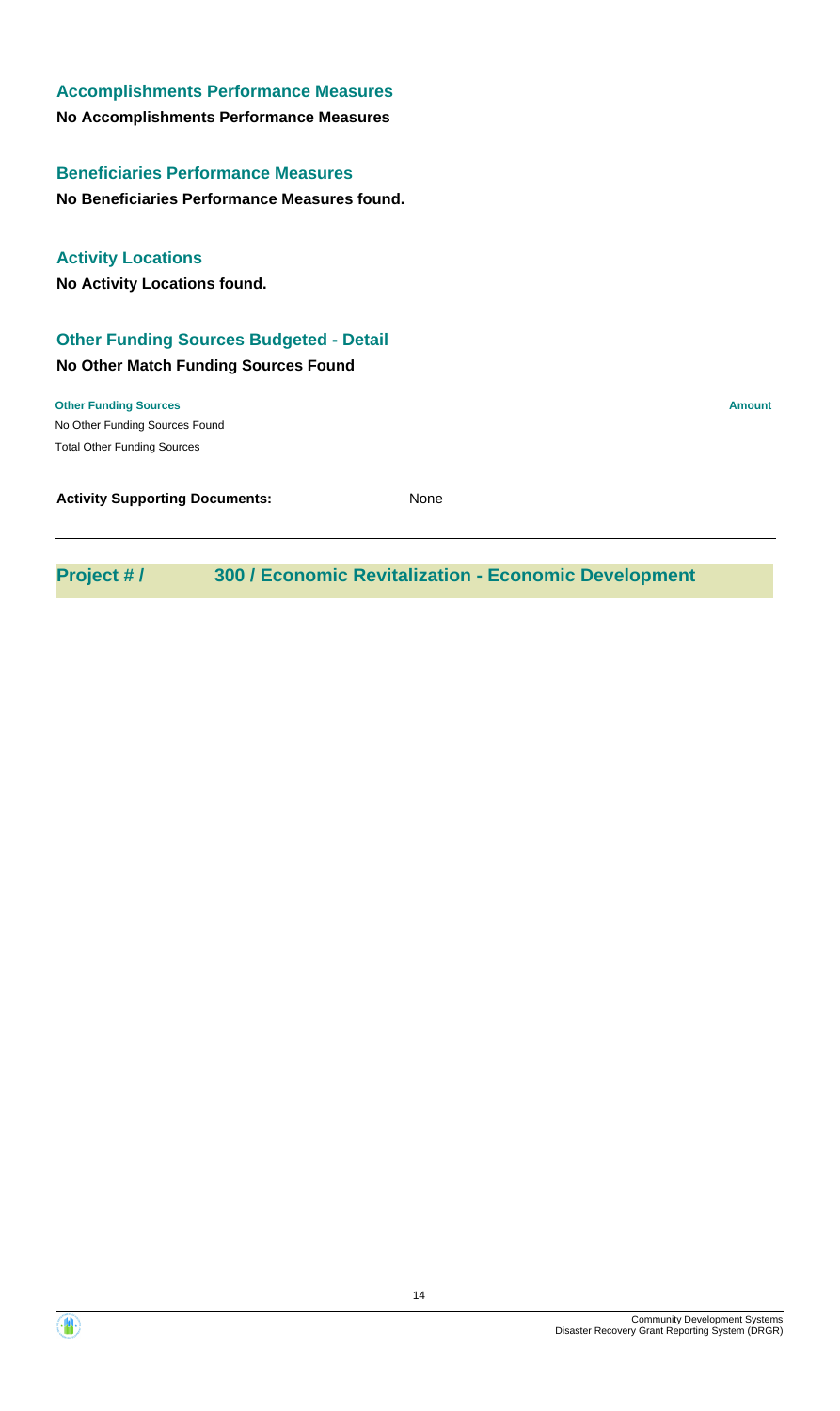### Accomplishments Performance Measures

**No Accomplishments Performance Measures**

### Beneficiaries Performance Measures

**No Beneficiaries Performance Measures found.**

### Activity Locations

**No Activity Locations found.**

### Other Funding Sources Budgeted - Detail

**No Other Match Funding Sources Found**

| Other Funding Sources | Amount |
|---|---|
| No Other Funding Sources Found | |
| Total Other Funding Sources | |

**Activity Supporting Documents:** None

## Project # / 300 / Economic Revitalization - Economic Development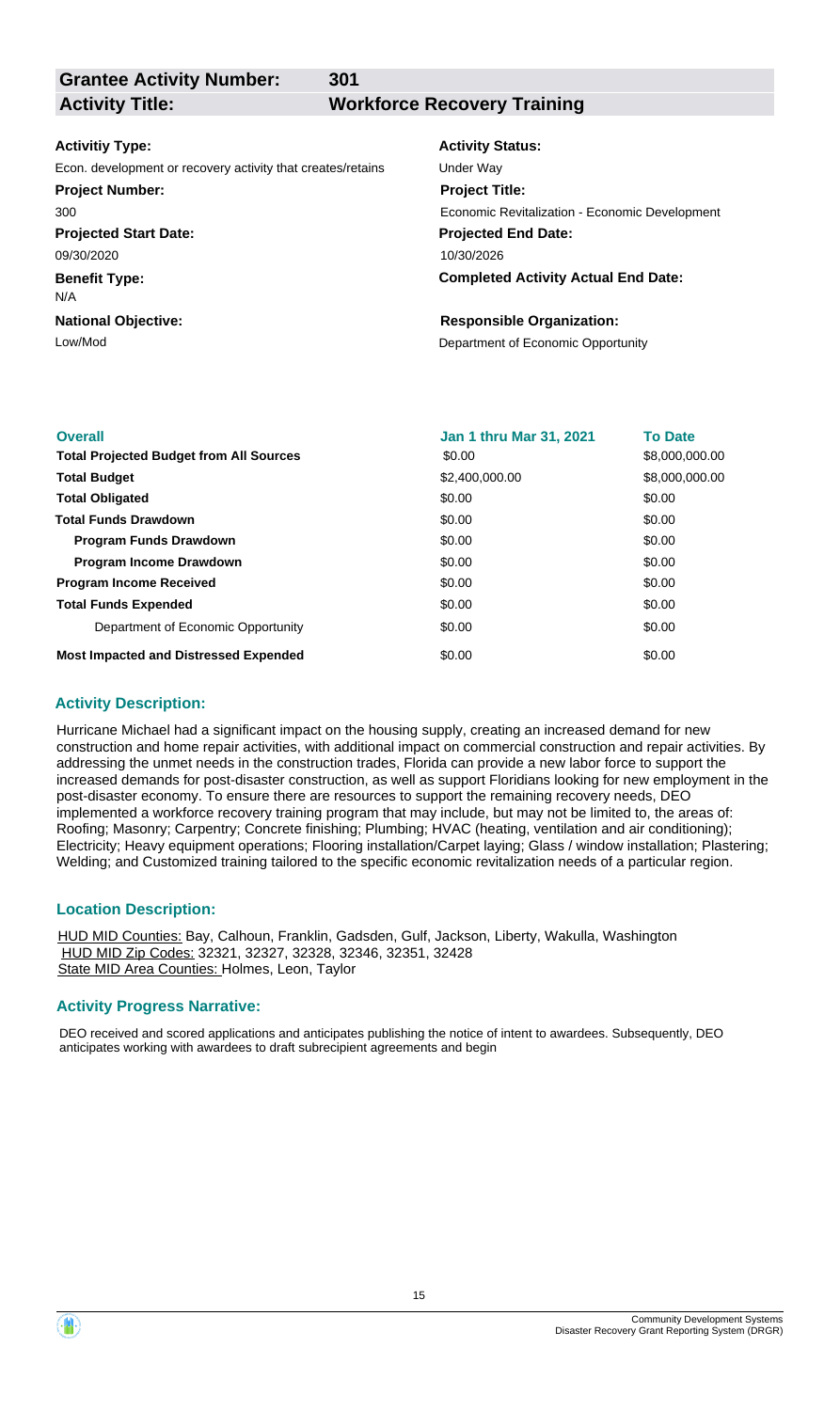| **Grantee Activity Number:** | **301** |
|---|---|
| **Activity Title:** | **Workforce Recovery Training** |

**Activitiy Type:**
Econ. development or recovery activity that creates/retains

**Activity Status:**
Under Way

**Project Number:**
300

**Project Title:**
Economic Revitalization - Economic Development

**Projected Start Date:**
09/30/2020

**Projected End Date:**
10/30/2026

**Benefit Type:**
N/A

**Completed Activity Actual End Date:**

**National Objective:**
Low/Mod

**Responsible Organization:**
Department of Economic Opportunity

| **Overall** | **Jan 1 thru Mar 31, 2021** | **To Date** |
|---|---|---|
| **Total Projected Budget from All Sources** | $0.00 | $8,000,000.00 |
| **Total Budget** | $2,400,000.00 | $8,000,000.00 |
| **Total Obligated** | $0.00 | $0.00 |
| **Total Funds Drawdown** | $0.00 | $0.00 |
| **Program Funds Drawdown** | $0.00 | $0.00 |
| **Program Income Drawdown** | $0.00 | $0.00 |
| **Program Income Received** | $0.00 | $0.00 |
| **Total Funds Expended** | $0.00 | $0.00 |
| Department of Economic Opportunity | $0.00 | $0.00 |
| **Most Impacted and Distressed Expended** | $0.00 | $0.00 |

### Activity Description:

Hurricane Michael had a significant impact on the housing supply, creating an increased demand for new construction and home repair activities, with additional impact on commercial construction and repair activities. By addressing the unmet needs in the construction trades, Florida can provide a new labor force to support the increased demands for post-disaster construction, as well as support Floridians looking for new employment in the post-disaster economy. To ensure there are resources to support the remaining recovery needs, DEO implemented a workforce recovery training program that may include, but may not be limited to, the areas of: Roofing; Masonry; Carpentry; Concrete finishing; Plumbing; HVAC (heating, ventilation and air conditioning); Electricity; Heavy equipment operations; Flooring installation/Carpet laying; Glass / window installation; Plastering; Welding; and Customized training tailored to the specific economic revitalization needs of a particular region.

### Location Description:

HUD MID Counties: Bay, Calhoun, Franklin, Gadsden, Gulf, Jackson, Liberty, Wakulla, Washington
HUD MID Zip Codes: 32321, 32327, 32328, 32346, 32351, 32428
State MID Area Counties: Holmes, Leon, Taylor

### Activity Progress Narrative:

DEO received and scored applications and anticipates publishing the notice of intent to awardees. Subsequently, DEO anticipates working with awardees to draft subrecipient agreements and begin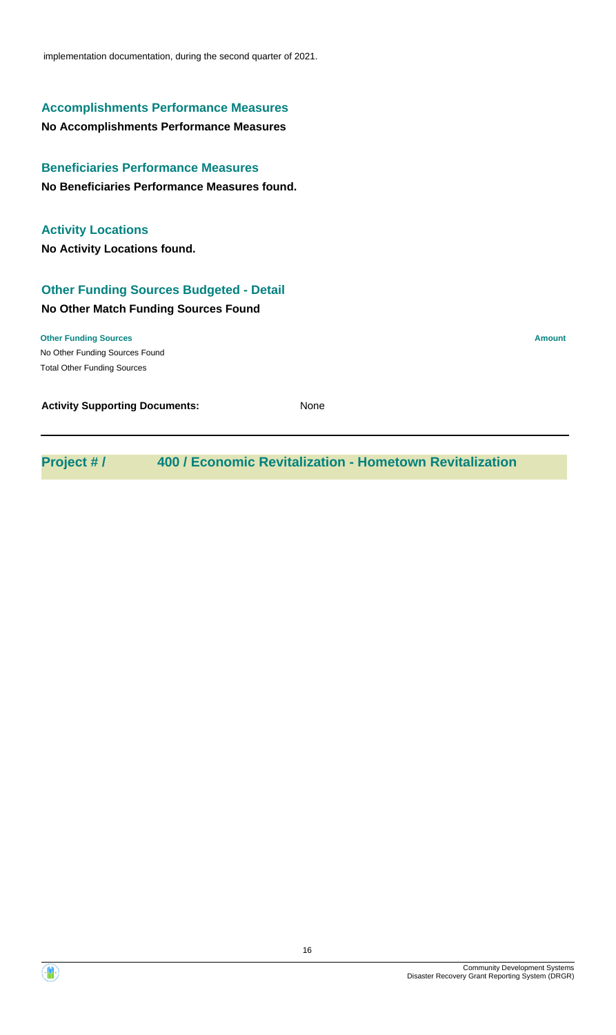implementation documentation, during the second quarter of 2021.

### Accomplishments Performance Measures

**No Accomplishments Performance Measures**

### Beneficiaries Performance Measures

**No Beneficiaries Performance Measures found.**

### Activity Locations

**No Activity Locations found.**

### Other Funding Sources Budgeted - Detail

**No Other Match Funding Sources Found**

| Other Funding Sources | Amount |
| --- | --- |
| No Other Funding Sources Found | |
| Total Other Funding Sources | |

**Activity Supporting Documents:** None

## Project # / 400 / Economic Revitalization - Hometown Revitalization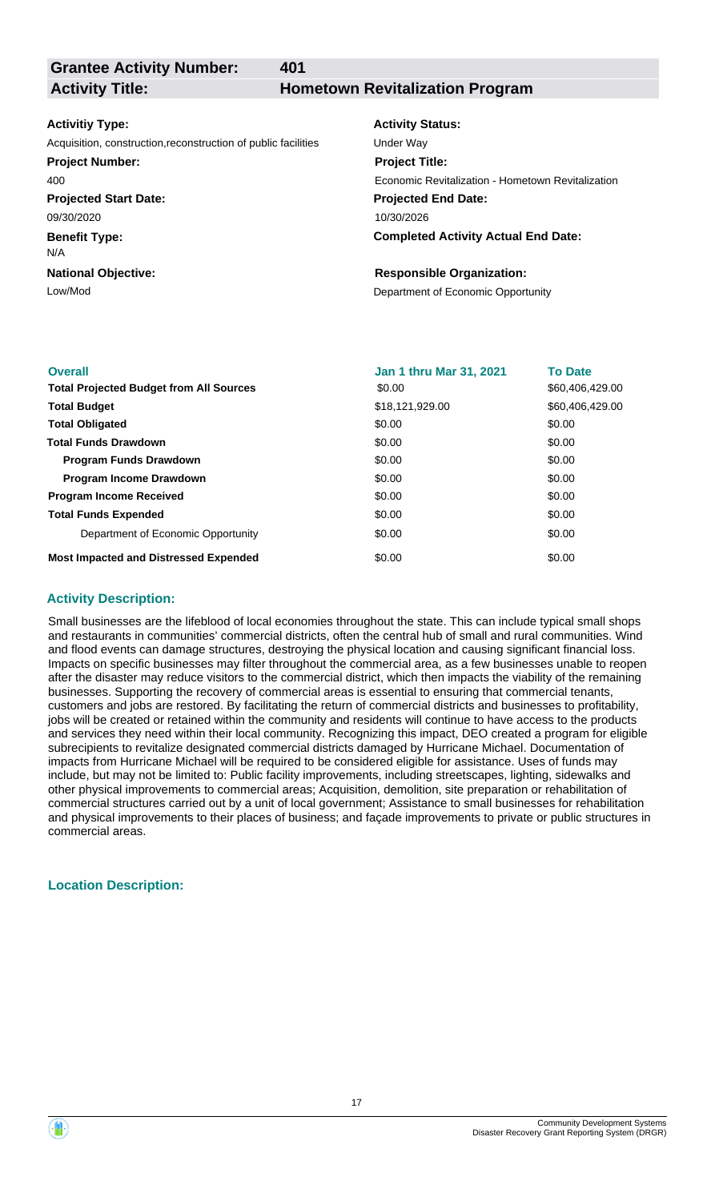| **Grantee Activity Number:** | **401** |
|---|---|
| **Activity Title:** | **Hometown Revitalization Program** |

**Activitiy Type:**
Acquisition, construction,reconstruction of public facilities

**Activity Status:**
Under Way

**Project Number:**
400

**Project Title:**
Economic Revitalization - Hometown Revitalization

**Projected Start Date:**
09/30/2020

**Projected End Date:**
10/30/2026

**Benefit Type:**
N/A

**Completed Activity Actual End Date:**

**National Objective:**
Low/Mod

**Responsible Organization:**
Department of Economic Opportunity

| **Overall** | **Jan 1 thru Mar 31, 2021** | **To Date** |
|---|---|---|
| **Total Projected Budget from All Sources** | \$0.00 | \$60,406,429.00 |
| **Total Budget** | \$18,121,929.00 | \$60,406,429.00 |
| **Total Obligated** | \$0.00 | \$0.00 |
| **Total Funds Drawdown** | \$0.00 | \$0.00 |
| **Program Funds Drawdown** | \$0.00 | \$0.00 |
| **Program Income Drawdown** | \$0.00 | \$0.00 |
| **Program Income Received** | \$0.00 | \$0.00 |
| **Total Funds Expended** | \$0.00 | \$0.00 |
| Department of Economic Opportunity | \$0.00 | \$0.00 |
| **Most Impacted and Distressed Expended** | \$0.00 | \$0.00 |

### Activity Description:

Small businesses are the lifeblood of local economies throughout the state. This can include typical small shops and restaurants in communities' commercial districts, often the central hub of small and rural communities. Wind and flood events can damage structures, destroying the physical location and causing significant financial loss. Impacts on specific businesses may filter throughout the commercial area, as a few businesses unable to reopen after the disaster may reduce visitors to the commercial district, which then impacts the viability of the remaining businesses. Supporting the recovery of commercial areas is essential to ensuring that commercial tenants, customers and jobs are restored. By facilitating the return of commercial districts and businesses to profitability, jobs will be created or retained within the community and residents will continue to have access to the products and services they need within their local community. Recognizing this impact, DEO created a program for eligible subrecipients to revitalize designated commercial districts damaged by Hurricane Michael. Documentation of impacts from Hurricane Michael will be required to be considered eligible for assistance. Uses of funds may include, but may not be limited to: Public facility improvements, including streetscapes, lighting, sidewalks and other physical improvements to commercial areas; Acquisition, demolition, site preparation or rehabilitation of commercial structures carried out by a unit of local government; Assistance to small businesses for rehabilitation and physical improvements to their places of business; and façade improvements to private or public structures in commercial areas.

### Location Description: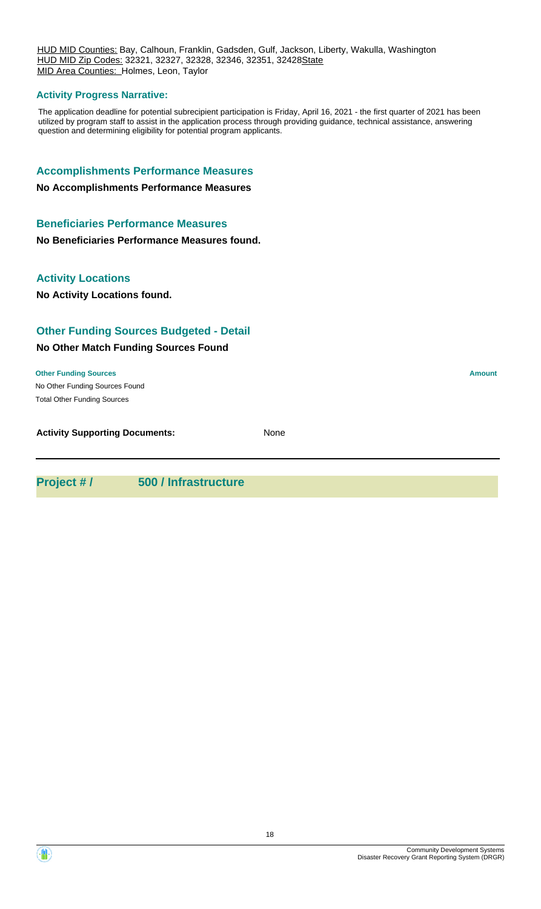HUD MID Counties: Bay, Calhoun, Franklin, Gadsden, Gulf, Jackson, Liberty, Wakulla, Washington
HUD MID Zip Codes: 32321, 32327, 32328, 32346, 32351, 32428State
MID Area Counties: Holmes, Leon, Taylor

### Activity Progress Narrative:

The application deadline for potential subrecipient participation is Friday, April 16, 2021 - the first quarter of 2021 has been utilized by program staff to assist in the application process through providing guidance, technical assistance, answering question and determining eligibility for potential program applicants.

## Accomplishments Performance Measures

**No Accomplishments Performance Measures**

## Beneficiaries Performance Measures

**No Beneficiaries Performance Measures found.**

## Activity Locations

**No Activity Locations found.**

## Other Funding Sources Budgeted - Detail

**No Other Match Funding Sources Found**

| Other Funding Sources | Amount |
|---|---|
| No Other Funding Sources Found | |
| Total Other Funding Sources | |

**Activity Supporting Documents:** None

## Project # / 500 / Infrastructure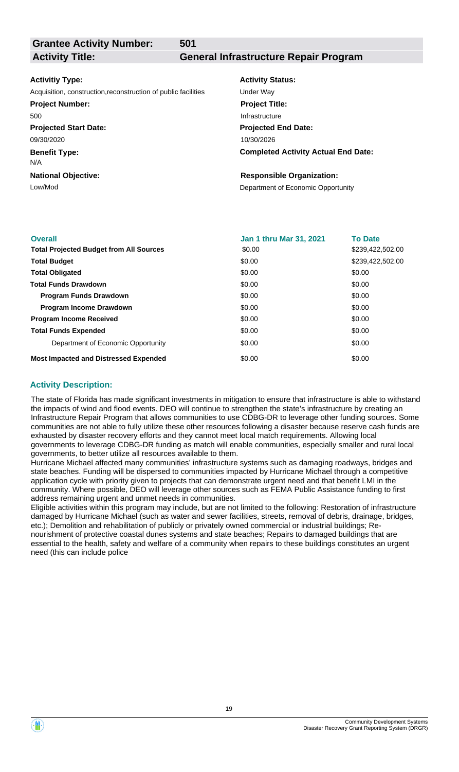| **Grantee Activity Number:** | **501** |
|---|---|
| **Activity Title:** | **General Infrastructure Repair Program** |

**Activitiy Type:**
Acquisition, construction,reconstruction of public facilities

**Activity Status:**
Under Way

**Project Number:**
500

**Project Title:**
Infrastructure

**Projected Start Date:**
09/30/2020

**Projected End Date:**
10/30/2026

**Benefit Type:**
N/A

**Completed Activity Actual End Date:**

**National Objective:**
Low/Mod

**Responsible Organization:**
Department of Economic Opportunity

| **Overall** | **Jan 1 thru Mar 31, 2021** | **To Date** |
|---|---|---|
| **Total Projected Budget from All Sources** | \$0.00 | \$239,422,502.00 |
| **Total Budget** | \$0.00 | \$239,422,502.00 |
| **Total Obligated** | \$0.00 | \$0.00 |
| **Total Funds Drawdown** | \$0.00 | \$0.00 |
| **Program Funds Drawdown** | \$0.00 | \$0.00 |
| **Program Income Drawdown** | \$0.00 | \$0.00 |
| **Program Income Received** | \$0.00 | \$0.00 |
| **Total Funds Expended** | \$0.00 | \$0.00 |
| Department of Economic Opportunity | \$0.00 | \$0.00 |
| **Most Impacted and Distressed Expended** | \$0.00 | \$0.00 |

### Activity Description:

The state of Florida has made significant investments in mitigation to ensure that infrastructure is able to withstand the impacts of wind and flood events. DEO will continue to strengthen the state's infrastructure by creating an Infrastructure Repair Program that allows communities to use CDBG-DR to leverage other funding sources. Some communities are not able to fully utilize these other resources following a disaster because reserve cash funds are exhausted by disaster recovery efforts and they cannot meet local match requirements. Allowing local governments to leverage CDBG-DR funding as match will enable communities, especially smaller and rural local governments, to better utilize all resources available to them.
Hurricane Michael affected many communities' infrastructure systems such as damaging roadways, bridges and state beaches. Funding will be dispersed to communities impacted by Hurricane Michael through a competitive application cycle with priority given to projects that can demonstrate urgent need and that benefit LMI in the community. Where possible, DEO will leverage other sources such as FEMA Public Assistance funding to first address remaining urgent and unmet needs in communities.
Eligible activities within this program may include, but are not limited to the following: Restoration of infrastructure damaged by Hurricane Michael (such as water and sewer facilities, streets, removal of debris, drainage, bridges, etc.); Demolition and rehabilitation of publicly or privately owned commercial or industrial buildings; Re-nourishment of protective coastal dunes systems and state beaches; Repairs to damaged buildings that are essential to the health, safety and welfare of a community when repairs to these buildings constitutes an urgent need (this can include police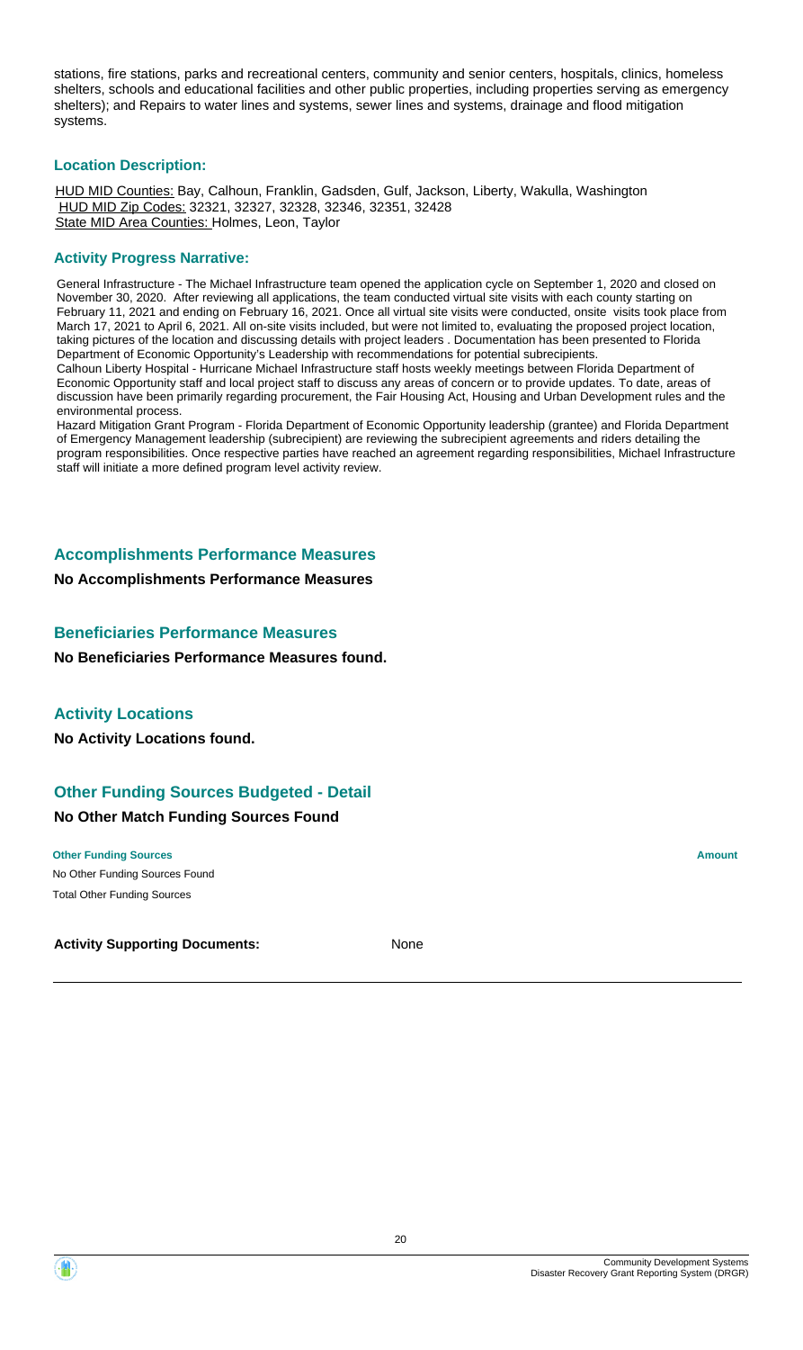stations, fire stations, parks and recreational centers, community and senior centers, hospitals, clinics, homeless shelters, schools and educational facilities and other public properties, including properties serving as emergency shelters); and Repairs to water lines and systems, sewer lines and systems, drainage and flood mitigation systems.

### Location Description:

HUD MID Counties: Bay, Calhoun, Franklin, Gadsden, Gulf, Jackson, Liberty, Wakulla, Washington
HUD MID Zip Codes: 32321, 32327, 32328, 32346, 32351, 32428
State MID Area Counties: Holmes, Leon, Taylor

### Activity Progress Narrative:

General Infrastructure - The Michael Infrastructure team opened the application cycle on September 1, 2020 and closed on November 30, 2020. After reviewing all applications, the team conducted virtual site visits with each county starting on February 11, 2021 and ending on February 16, 2021. Once all virtual site visits were conducted, onsite visits took place from March 17, 2021 to April 6, 2021. All on-site visits included, but were not limited to, evaluating the proposed project location, taking pictures of the location and discussing details with project leaders . Documentation has been presented to Florida Department of Economic Opportunity's Leadership with recommendations for potential subrecipients.
Calhoun Liberty Hospital - Hurricane Michael Infrastructure staff hosts weekly meetings between Florida Department of Economic Opportunity staff and local project staff to discuss any areas of concern or to provide updates. To date, areas of discussion have been primarily regarding procurement, the Fair Housing Act, Housing and Urban Development rules and the environmental process.
Hazard Mitigation Grant Program - Florida Department of Economic Opportunity leadership (grantee) and Florida Department of Emergency Management leadership (subrecipient) are reviewing the subrecipient agreements and riders detailing the program responsibilities. Once respective parties have reached an agreement regarding responsibilities, Michael Infrastructure staff will initiate a more defined program level activity review.

## Accomplishments Performance Measures

**No Accomplishments Performance Measures**

## Beneficiaries Performance Measures

**No Beneficiaries Performance Measures found.**

## Activity Locations

**No Activity Locations found.**

## Other Funding Sources Budgeted - Detail

**No Other Match Funding Sources Found**

| Other Funding Sources | Amount |
|---|---|
| No Other Funding Sources Found | |
| Total Other Funding Sources | |

**Activity Supporting Documents:** None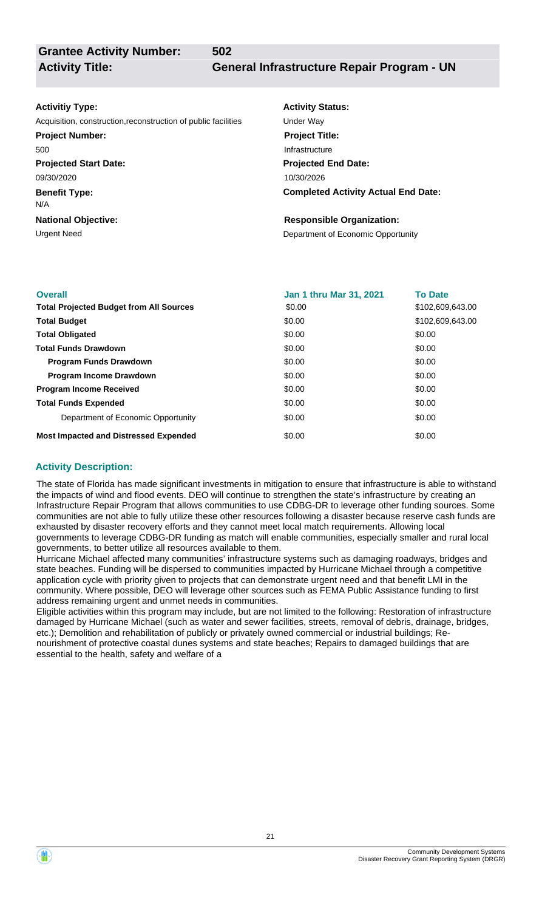**Grantee Activity Number:** 502

**Activity Title:** General Infrastructure Repair Program - UN

**Activitiy Type:**
Acquisition, construction,reconstruction of public facilities

**Activity Status:**
Under Way

**Project Number:**
500

**Project Title:**
Infrastructure

**Projected Start Date:**
09/30/2020

**Projected End Date:**
10/30/2026

**Benefit Type:**
N/A

**Completed Activity Actual End Date:**

**National Objective:**
Urgent Need

**Responsible Organization:**
Department of Economic Opportunity

| Overall | Jan 1 thru Mar 31, 2021 | To Date |
| --- | --- | --- |
| **Total Projected Budget from All Sources** | $0.00 | $102,609,643.00 |
| **Total Budget** | $0.00 | $102,609,643.00 |
| **Total Obligated** | $0.00 | $0.00 |
| **Total Funds Drawdown** | $0.00 | $0.00 |
| **Program Funds Drawdown** | $0.00 | $0.00 |
| **Program Income Drawdown** | $0.00 | $0.00 |
| **Program Income Received** | $0.00 | $0.00 |
| **Total Funds Expended** | $0.00 | $0.00 |
| Department of Economic Opportunity | $0.00 | $0.00 |
| **Most Impacted and Distressed Expended** | $0.00 | $0.00 |

### Activity Description:

The state of Florida has made significant investments in mitigation to ensure that infrastructure is able to withstand the impacts of wind and flood events. DEO will continue to strengthen the state's infrastructure by creating an Infrastructure Repair Program that allows communities to use CDBG-DR to leverage other funding sources. Some communities are not able to fully utilize these other resources following a disaster because reserve cash funds are exhausted by disaster recovery efforts and they cannot meet local match requirements. Allowing local governments to leverage CDBG-DR funding as match will enable communities, especially smaller and rural local governments, to better utilize all resources available to them.
Hurricane Michael affected many communities' infrastructure systems such as damaging roadways, bridges and state beaches. Funding will be dispersed to communities impacted by Hurricane Michael through a competitive application cycle with priority given to projects that can demonstrate urgent need and that benefit LMI in the community. Where possible, DEO will leverage other sources such as FEMA Public Assistance funding to first address remaining urgent and unmet needs in communities.
Eligible activities within this program may include, but are not limited to the following: Restoration of infrastructure damaged by Hurricane Michael (such as water and sewer facilities, streets, removal of debris, drainage, bridges, etc.); Demolition and rehabilitation of publicly or privately owned commercial or industrial buildings; Re-nourishment of protective coastal dunes systems and state beaches; Repairs to damaged buildings that are essential to the health, safety and welfare of a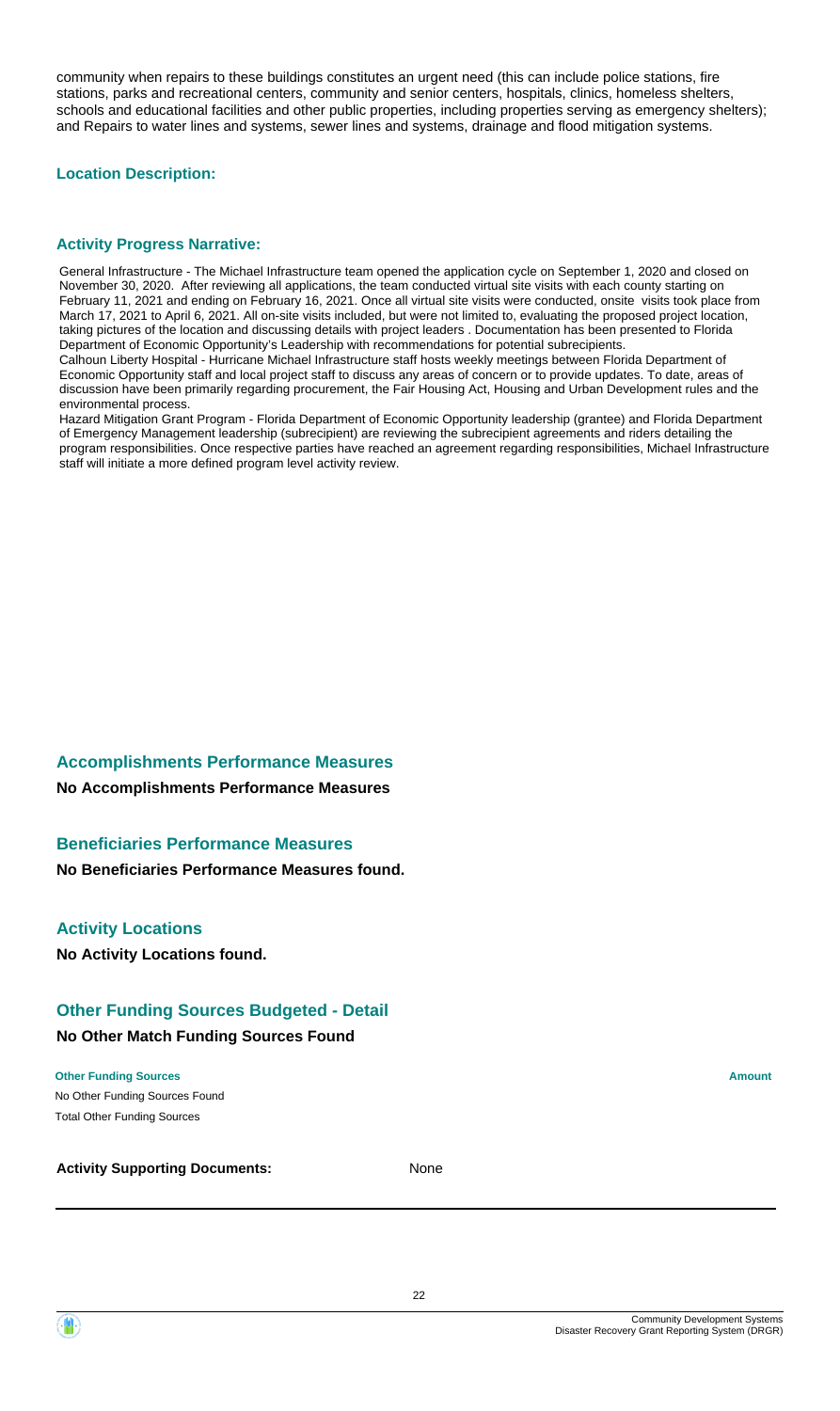community when repairs to these buildings constitutes an urgent need (this can include police stations, fire stations, parks and recreational centers, community and senior centers, hospitals, clinics, homeless shelters, schools and educational facilities and other public properties, including properties serving as emergency shelters); and Repairs to water lines and systems, sewer lines and systems, drainage and flood mitigation systems.

### Location Description:

### Activity Progress Narrative:

General Infrastructure - The Michael Infrastructure team opened the application cycle on September 1, 2020 and closed on November 30, 2020. After reviewing all applications, the team conducted virtual site visits with each county starting on February 11, 2021 and ending on February 16, 2021. Once all virtual site visits were conducted, onsite visits took place from March 17, 2021 to April 6, 2021. All on-site visits included, but were not limited to, evaluating the proposed project location, taking pictures of the location and discussing details with project leaders . Documentation has been presented to Florida Department of Economic Opportunity's Leadership with recommendations for potential subrecipients.
Calhoun Liberty Hospital - Hurricane Michael Infrastructure staff hosts weekly meetings between Florida Department of Economic Opportunity staff and local project staff to discuss any areas of concern or to provide updates. To date, areas of discussion have been primarily regarding procurement, the Fair Housing Act, Housing and Urban Development rules and the environmental process.
Hazard Mitigation Grant Program - Florida Department of Economic Opportunity leadership (grantee) and Florida Department of Emergency Management leadership (subrecipient) are reviewing the subrecipient agreements and riders detailing the program responsibilities. Once respective parties have reached an agreement regarding responsibilities, Michael Infrastructure staff will initiate a more defined program level activity review.

## Accomplishments Performance Measures

**No Accomplishments Performance Measures**

## Beneficiaries Performance Measures

**No Beneficiaries Performance Measures found.**

## Activity Locations

**No Activity Locations found.**

## Other Funding Sources Budgeted - Detail

**No Other Match Funding Sources Found**

| Other Funding Sources | Amount |
|---|---|
| No Other Funding Sources Found | |
| Total Other Funding Sources | |

**Activity Supporting Documents:** None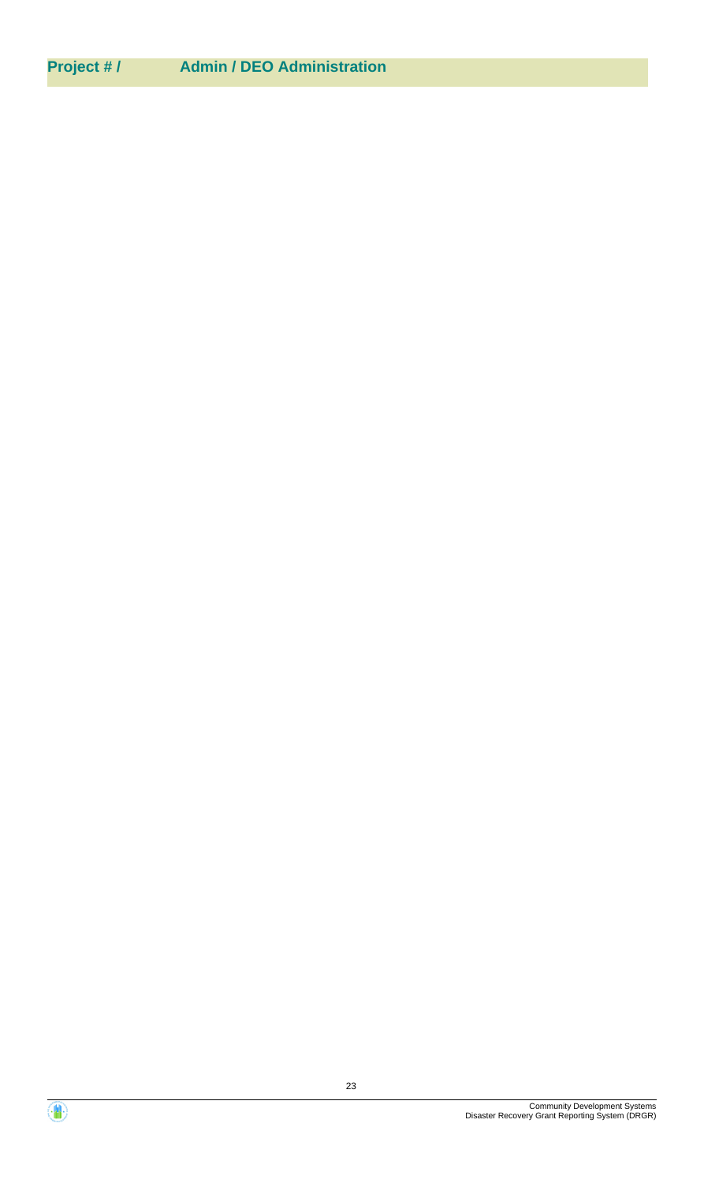## Project # / Admin / DEO Administration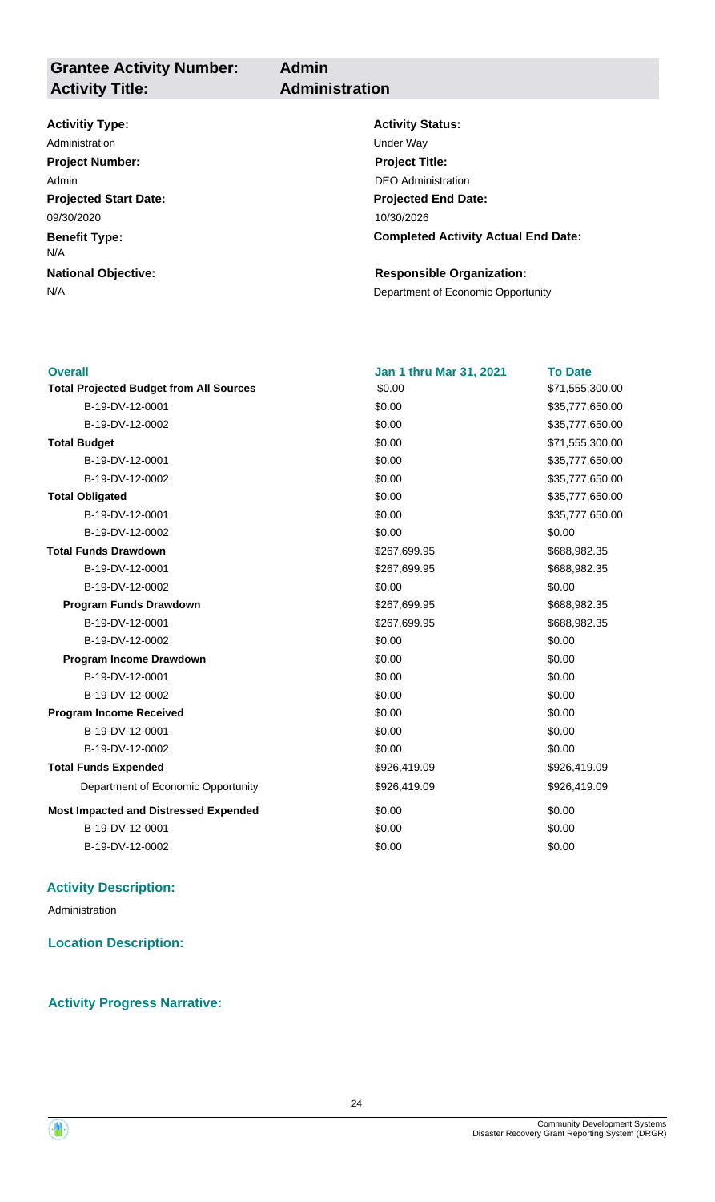| **Grantee Activity Number:** | **Admin** |
|---|---|
| **Activity Title:** | **Administration** |

**Activitiy Type:**
Administration

**Activity Status:**
Under Way

**Project Number:**
Admin

**Project Title:**
DEO Administration

**Projected Start Date:**
09/30/2020

**Projected End Date:**
10/30/2026

**Benefit Type:**
N/A

**Completed Activity Actual End Date:**

**National Objective:**
N/A

**Responsible Organization:**
Department of Economic Opportunity

| Overall | Jan 1 thru Mar 31, 2021 | To Date |
|---|---|---|
| **Total Projected Budget from All Sources** | $0.00 | $71,555,300.00 |
| B-19-DV-12-0001 | $0.00 | $35,777,650.00 |
| B-19-DV-12-0002 | $0.00 | $35,777,650.00 |
| **Total Budget** | $0.00 | $71,555,300.00 |
| B-19-DV-12-0001 | $0.00 | $35,777,650.00 |
| B-19-DV-12-0002 | $0.00 | $35,777,650.00 |
| **Total Obligated** | $0.00 | $35,777,650.00 |
| B-19-DV-12-0001 | $0.00 | $35,777,650.00 |
| B-19-DV-12-0002 | $0.00 | $0.00 |
| **Total Funds Drawdown** | $267,699.95 | $688,982.35 |
| B-19-DV-12-0001 | $267,699.95 | $688,982.35 |
| B-19-DV-12-0002 | $0.00 | $0.00 |
| **Program Funds Drawdown** | $267,699.95 | $688,982.35 |
| B-19-DV-12-0001 | $267,699.95 | $688,982.35 |
| B-19-DV-12-0002 | $0.00 | $0.00 |
| **Program Income Drawdown** | $0.00 | $0.00 |
| B-19-DV-12-0001 | $0.00 | $0.00 |
| B-19-DV-12-0002 | $0.00 | $0.00 |
| **Program Income Received** | $0.00 | $0.00 |
| B-19-DV-12-0001 | $0.00 | $0.00 |
| B-19-DV-12-0002 | $0.00 | $0.00 |
| **Total Funds Expended** | $926,419.09 | $926,419.09 |
| Department of Economic Opportunity | $926,419.09 | $926,419.09 |
| **Most Impacted and Distressed Expended** | $0.00 | $0.00 |
| B-19-DV-12-0001 | $0.00 | $0.00 |
| B-19-DV-12-0002 | $0.00 | $0.00 |

### Activity Description:

Administration

### Location Description:

### Activity Progress Narrative: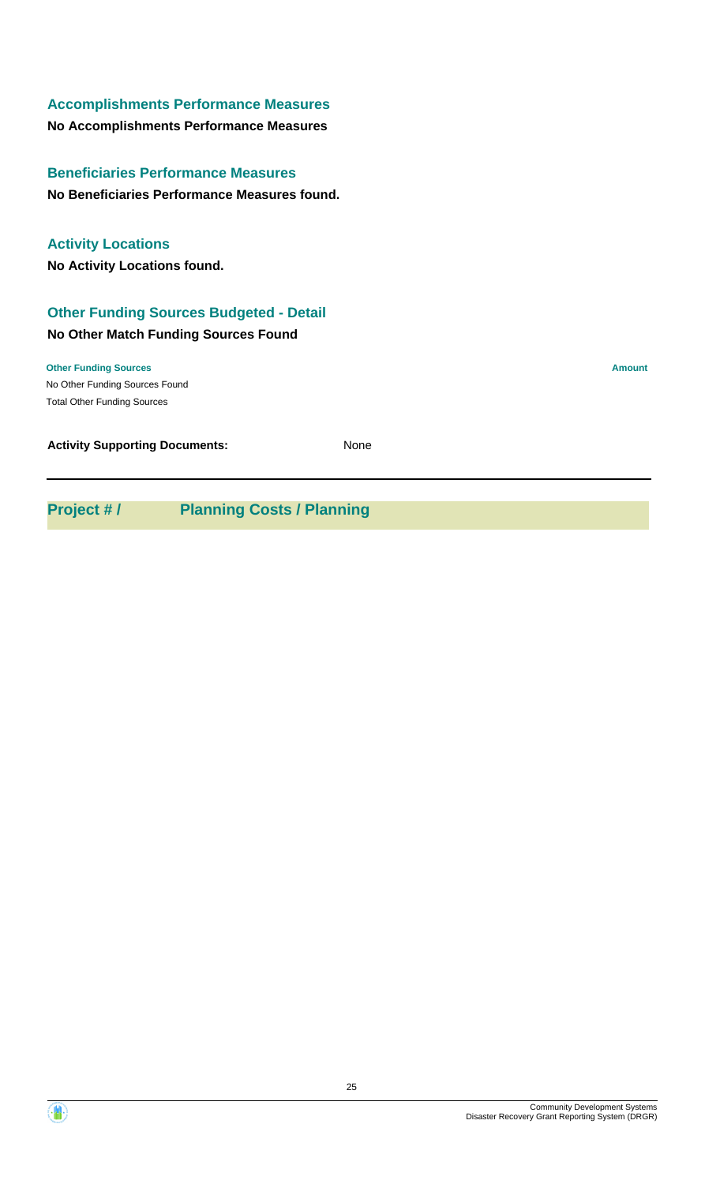## Accomplishments Performance Measures

**No Accomplishments Performance Measures**

## Beneficiaries Performance Measures

**No Beneficiaries Performance Measures found.**

## Activity Locations

**No Activity Locations found.**

## Other Funding Sources Budgeted - Detail

**No Other Match Funding Sources Found**

| Other Funding Sources | Amount |
|---|---|
| No Other Funding Sources Found | |
| Total Other Funding Sources | |

**Activity Supporting Documents:** None

---

## Project # / Planning Costs / Planning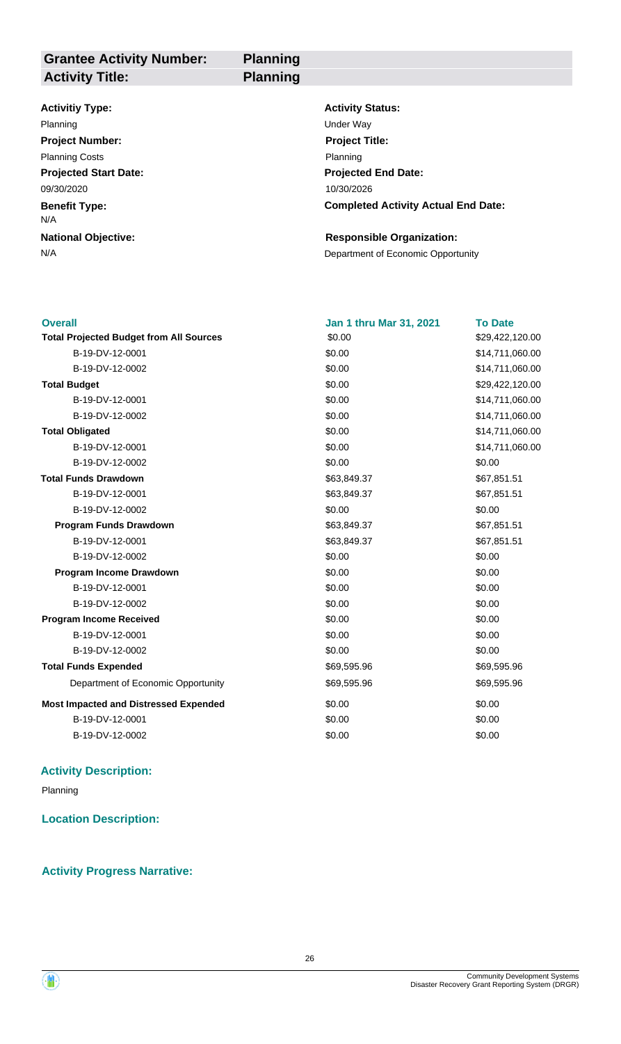| **Grantee Activity Number:** | **Planning** |
| --- | --- |
| **Activity Title:** | **Planning** |

**Activitiy Type:**
Planning

**Project Number:**
Planning Costs

**Projected Start Date:**
09/30/2020

**Benefit Type:**
N/A

**National Objective:**
N/A

**Activity Status:**
Under Way

**Project Title:**
Planning

**Projected End Date:**
10/30/2026

**Completed Activity Actual End Date:**

**Responsible Organization:**
Department of Economic Opportunity

| **Overall** | **Jan 1 thru Mar 31, 2021** | **To Date** |
| --- | --- | --- |
| **Total Projected Budget from All Sources** | $0.00 | $29,422,120.00 |
| B-19-DV-12-0001 | $0.00 | $14,711,060.00 |
| B-19-DV-12-0002 | $0.00 | $14,711,060.00 |
| **Total Budget** | $0.00 | $29,422,120.00 |
| B-19-DV-12-0001 | $0.00 | $14,711,060.00 |
| B-19-DV-12-0002 | $0.00 | $14,711,060.00 |
| **Total Obligated** | $0.00 | $14,711,060.00 |
| B-19-DV-12-0001 | $0.00 | $14,711,060.00 |
| B-19-DV-12-0002 | $0.00 | $0.00 |
| **Total Funds Drawdown** | $63,849.37 | $67,851.51 |
| B-19-DV-12-0001 | $63,849.37 | $67,851.51 |
| B-19-DV-12-0002 | $0.00 | $0.00 |
| **Program Funds Drawdown** | $63,849.37 | $67,851.51 |
| B-19-DV-12-0001 | $63,849.37 | $67,851.51 |
| B-19-DV-12-0002 | $0.00 | $0.00 |
| **Program Income Drawdown** | $0.00 | $0.00 |
| B-19-DV-12-0001 | $0.00 | $0.00 |
| B-19-DV-12-0002 | $0.00 | $0.00 |
| **Program Income Received** | $0.00 | $0.00 |
| B-19-DV-12-0001 | $0.00 | $0.00 |
| B-19-DV-12-0002 | $0.00 | $0.00 |
| **Total Funds Expended** | $69,595.96 | $69,595.96 |
| Department of Economic Opportunity | $69,595.96 | $69,595.96 |
| **Most Impacted and Distressed Expended** | $0.00 | $0.00 |
| B-19-DV-12-0001 | $0.00 | $0.00 |
| B-19-DV-12-0002 | $0.00 | $0.00 |

### Activity Description:

Planning

### Location Description:

### Activity Progress Narrative: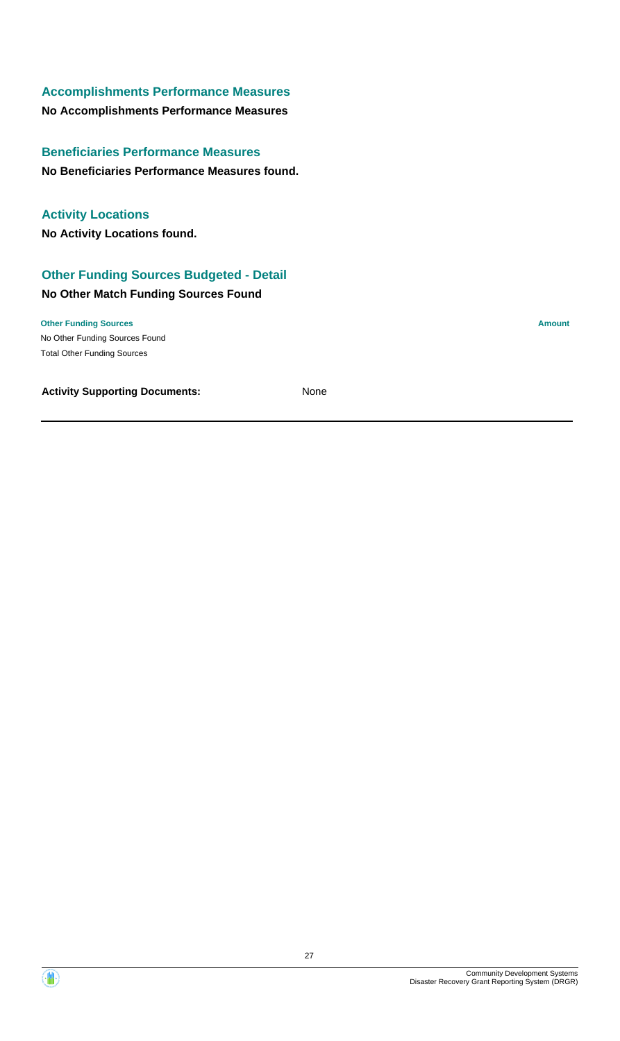## Accomplishments Performance Measures

**No Accomplishments Performance Measures**

## Beneficiaries Performance Measures

**No Beneficiaries Performance Measures found.**

## Activity Locations

**No Activity Locations found.**

## Other Funding Sources Budgeted - Detail

**No Other Match Funding Sources Found**

| Other Funding Sources | Amount |
| --- | --- |
| No Other Funding Sources Found | |
| Total Other Funding Sources | |

**Activity Supporting Documents:** None